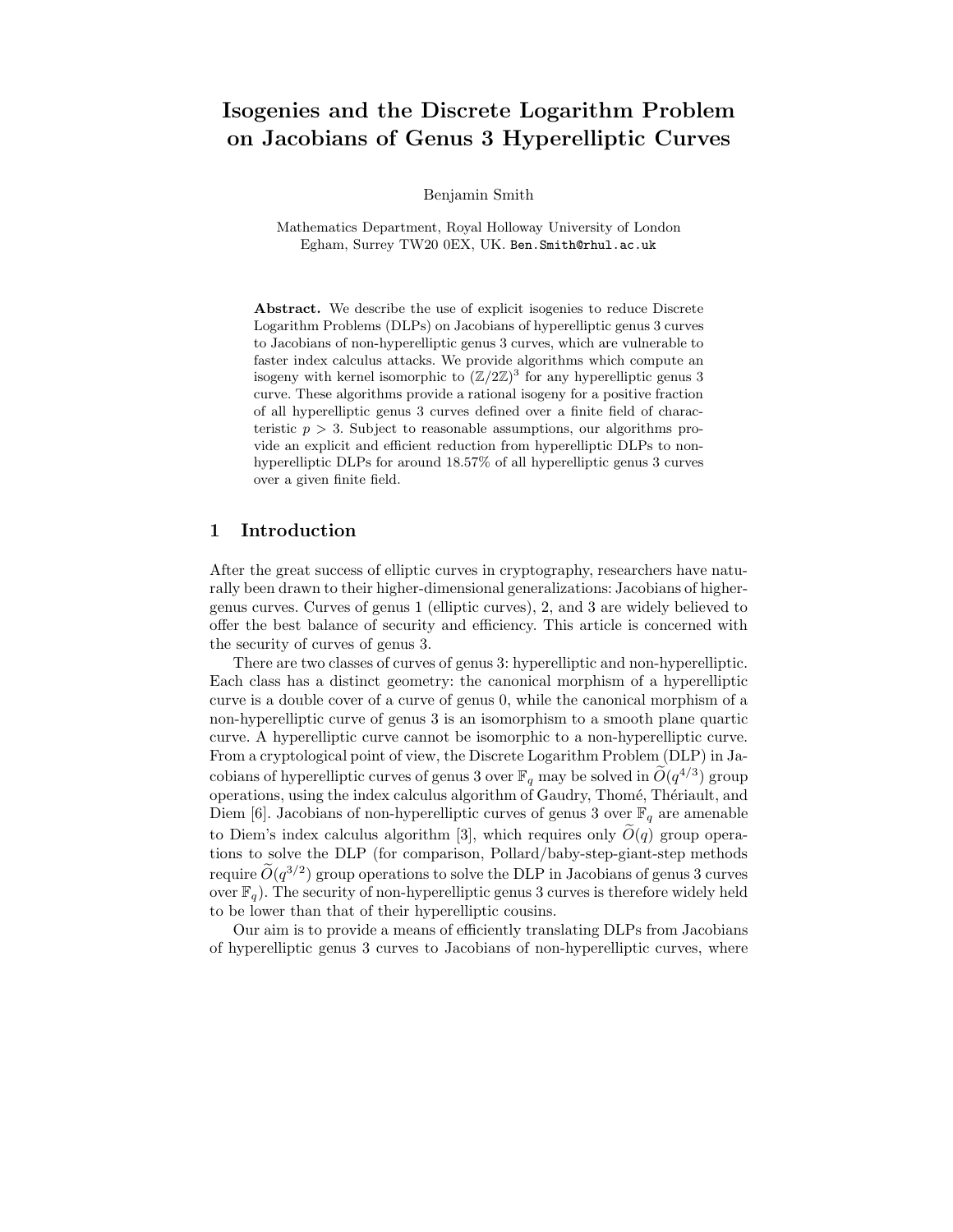# Isogenies and the Discrete Logarithm Problem on Jacobians of Genus 3 Hyperelliptic Curves

Benjamin Smith

Mathematics Department, Royal Holloway University of London
Egham, Surrey TW20 0EX, UK. Ben.Smith@rhul.ac.uk

**Abstract.** We describe the use of explicit isogenies to reduce Discrete Logarithm Problems (DLPs) on Jacobians of hyperelliptic genus 3 curves to Jacobians of non-hyperelliptic genus 3 curves, which are vulnerable to faster index calculus attacks. We provide algorithms which compute an isogeny with kernel isomorphic to $(\mathbb{Z}/2\mathbb{Z})^3$ for any hyperelliptic genus 3 curve. These algorithms provide a rational isogeny for a positive fraction of all hyperelliptic genus 3 curves defined over a finite field of characteristic $p > 3$. Subject to reasonable assumptions, our algorithms provide an explicit and efficient reduction from hyperelliptic DLPs to non-hyperelliptic DLPs for around 18.57% of all hyperelliptic genus 3 curves over a given finite field.

## 1 Introduction

After the great success of elliptic curves in cryptography, researchers have naturally been drawn to their higher-dimensional generalizations: Jacobians of higher-genus curves. Curves of genus 1 (elliptic curves), 2, and 3 are widely believed to offer the best balance of security and efficiency. This article is concerned with the security of curves of genus 3.

There are two classes of curves of genus 3: hyperelliptic and non-hyperelliptic. Each class has a distinct geometry: the canonical morphism of a hyperelliptic curve is a double cover of a curve of genus 0, while the canonical morphism of a non-hyperelliptic curve of genus 3 is an isomorphism to a smooth plane quartic curve. A hyperelliptic curve cannot be isomorphic to a non-hyperelliptic curve. From a cryptological point of view, the Discrete Logarithm Problem (DLP) in Jacobians of hyperelliptic curves of genus 3 over $\mathbb{F}_q$ may be solved in $\widetilde{O}(q^{4/3})$ group operations, using the index calculus algorithm of Gaudry, Thomé, Thériault, and Diem [6]. Jacobians of non-hyperelliptic curves of genus 3 over $\mathbb{F}_q$ are amenable to Diem's index calculus algorithm [3], which requires only $\widetilde{O}(q)$ group operations to solve the DLP (for comparison, Pollard/baby-step-giant-step methods require $\widetilde{O}(q^{3/2})$ group operations to solve the DLP in Jacobians of genus 3 curves over $\mathbb{F}_q$). The security of non-hyperelliptic genus 3 curves is therefore widely held to be lower than that of their hyperelliptic cousins.

Our aim is to provide a means of efficiently translating DLPs from Jacobians of hyperelliptic genus 3 curves to Jacobians of non-hyperelliptic curves, where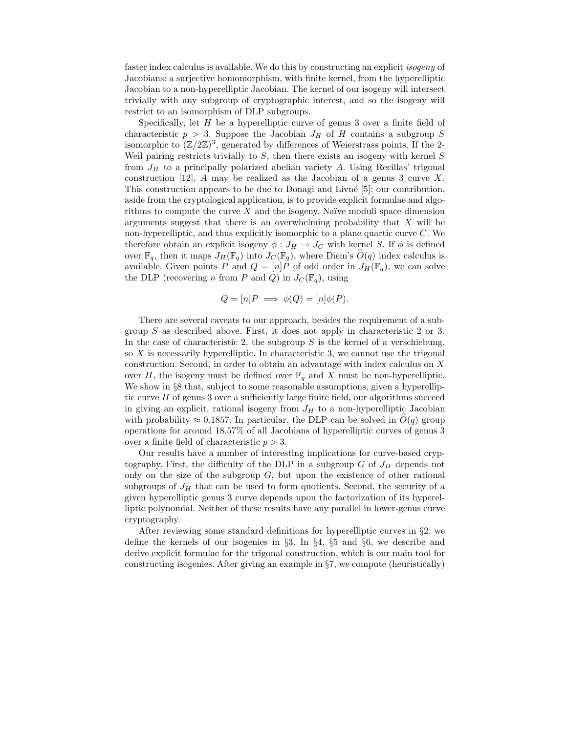faster index calculus is available. We do this by constructing an explicit *isogeny* of Jacobians: a surjective homomorphism, with finite kernel, from the hyperelliptic Jacobian to a non-hyperelliptic Jacobian. The kernel of our isogeny will intersect trivially with any subgroup of cryptographic interest, and so the isogeny will restrict to an isomorphism of DLP subgroups.

Specifically, let $H$ be a hyperelliptic curve of genus 3 over a finite field of characteristic $p > 3$. Suppose the Jacobian $J_H$ of $H$ contains a subgroup $S$ isomorphic to $(\mathbb{Z}/2\mathbb{Z})^3$, generated by differences of Weierstrass points. If the 2-Weil pairing restricts trivially to $S$, then there exists an isogeny with kernel $S$ from $J_H$ to a principally polarized abelian variety $A$. Using Recillas' trigonal construction [12], $A$ may be realized as the Jacobian of a genus 3 curve $X$. This construction appears to be due to Donagi and Livné [5]; our contribution, aside from the cryptological application, is to provide explicit formulae and algorithms to compute the curve $X$ and the isogeny. Naïve moduli space dimension arguments suggest that there is an overwhelming probability that $X$ will be non-hyperelliptic, and thus explicitly isomorphic to a plane quartic curve $C$. We therefore obtain an explicit isogeny $\phi : J_H \to J_C$ with kernel $S$. If $\phi$ is defined over $\mathbb{F}_q$, then it maps $J_H(\mathbb{F}_q)$ into $J_C(\mathbb{F}_q)$, where Diem's $\widetilde{O}(q)$ index calculus is available. Given points $P$ and $Q = [n]P$ of odd order in $J_H(\mathbb{F}_q)$, we can solve the DLP (recovering $n$ from $P$ and $Q$) in $J_C(\mathbb{F}_q)$, using

$$Q = [n]P \implies \phi(Q) = [n]\phi(P).$$

There are several caveats to our approach, besides the requirement of a subgroup $S$ as described above. First, it does not apply in characteristic 2 or 3. In the case of characteristic 2, the subgroup $S$ is the kernel of a verschiebung, so $X$ is necessarily hyperelliptic. In characteristic 3, we cannot use the trigonal construction. Second, in order to obtain an advantage with index calculus on $X$ over $H$, the isogeny must be defined over $\mathbb{F}_q$ and $X$ must be non-hyperelliptic. We show in §8 that, subject to some reasonable assumptions, given a hyperelliptic curve $H$ of genus 3 over a sufficiently large finite field, our algorithms succeed in giving an explicit, rational isogeny from $J_H$ to a non-hyperelliptic Jacobian with probability $\approx 0.1857$. In particular, the DLP can be solved in $\widetilde{O}(q)$ group operations for around 18.57% of all Jacobians of hyperelliptic curves of genus 3 over a finite field of characteristic $p > 3$.

Our results have a number of interesting implications for curve-based cryptography. First, the difficulty of the DLP in a subgroup $G$ of $J_H$ depends not only on the size of the subgroup $G$, but upon the existence of other rational subgroups of $J_H$ that can be used to form quotients. Second, the security of a given hyperelliptic genus 3 curve depends upon the factorization of its hyperelliptic polynomial. Neither of these results have any parallel in lower-genus curve cryptography.

After reviewing some standard definitions for hyperelliptic curves in §2, we define the kernels of our isogenies in §3. In §4, §5 and §6, we describe and derive explicit formulae for the trigonal construction, which is our main tool for constructing isogenies. After giving an example in §7, we compute (heuristically)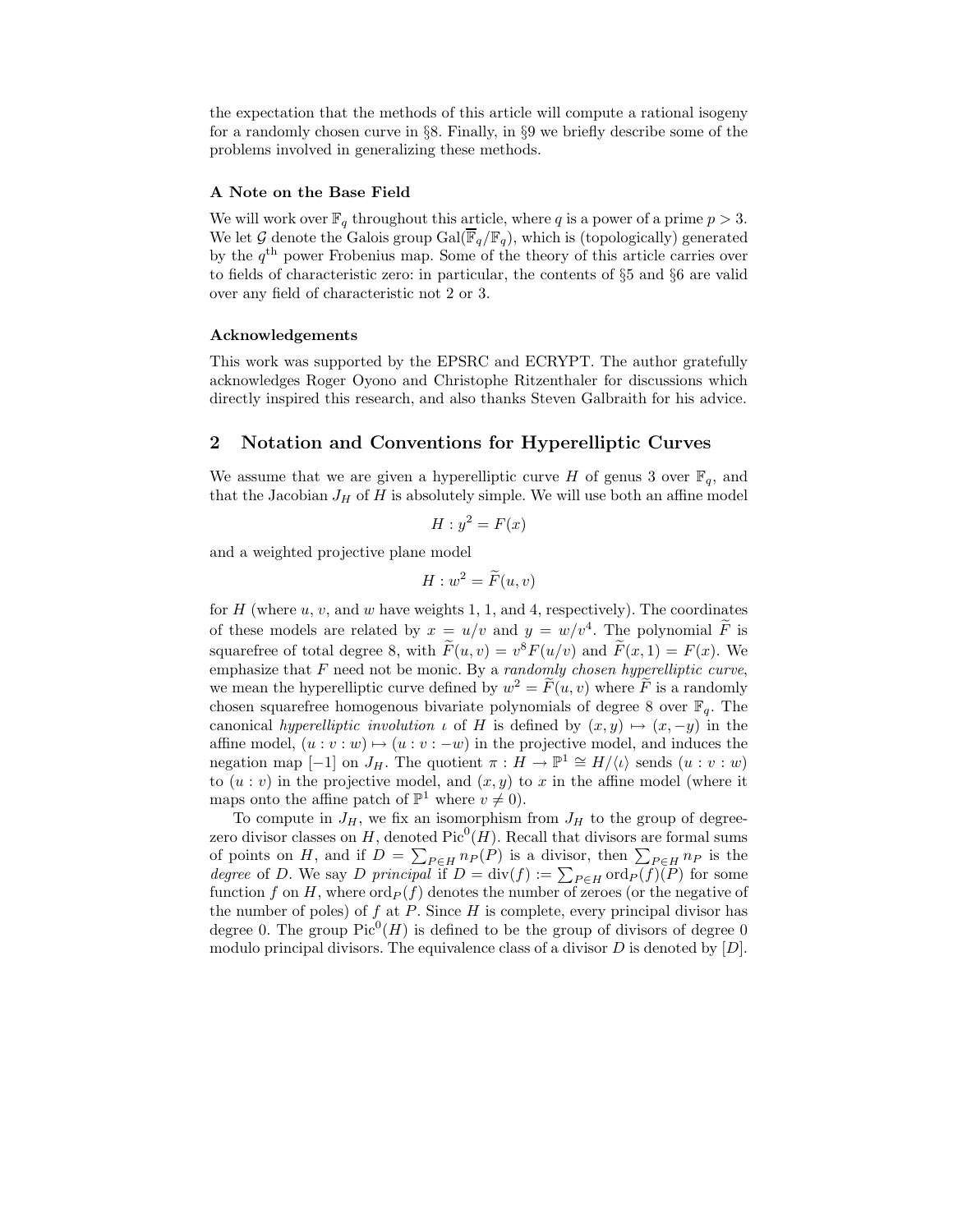the expectation that the methods of this article will compute a rational isogeny for a randomly chosen curve in §8. Finally, in §9 we briefly describe some of the problems involved in generalizing these methods.

### A Note on the Base Field

We will work over $\mathbb{F}_q$ throughout this article, where $q$ is a power of a prime $p > 3$. We let $\mathcal{G}$ denote the Galois group $\mathrm{Gal}(\overline{\mathbb{F}}_q/\mathbb{F}_q)$, which is (topologically) generated by the $q^{\text{th}}$ power Frobenius map. Some of the theory of this article carries over to fields of characteristic zero: in particular, the contents of §5 and §6 are valid over any field of characteristic not 2 or 3.

### Acknowledgements

This work was supported by the EPSRC and ECRYPT. The author gratefully acknowledges Roger Oyono and Christophe Ritzenthaler for discussions which directly inspired this research, and also thanks Steven Galbraith for his advice.

## 2 Notation and Conventions for Hyperelliptic Curves

We assume that we are given a hyperelliptic curve $H$ of genus 3 over $\mathbb{F}_q$, and that the Jacobian $J_H$ of $H$ is absolutely simple. We will use both an affine model

$$H : y^2 = F(x)$$

and a weighted projective plane model

$$H : w^2 = \widetilde{F}(u, v)$$

for $H$ (where $u$, $v$, and $w$ have weights 1, 1, and 4, respectively). The coordinates of these models are related by $x = u/v$ and $y = w/v^4$. The polynomial $\widetilde{F}$ is squarefree of total degree 8, with $\widetilde{F}(u, v) = v^8 F(u/v)$ and $\widetilde{F}(x, 1) = F(x)$. We emphasize that $F$ need not be monic. By a *randomly chosen hyperelliptic curve*, we mean the hyperelliptic curve defined by $w^2 = \widetilde{F}(u, v)$ where $\widetilde{F}$ is a randomly chosen squarefree homogenous bivariate polynomials of degree 8 over $\mathbb{F}_q$. The canonical *hyperelliptic involution* $\iota$ of $H$ is defined by $(x, y) \mapsto (x, -y)$ in the affine model, $(u : v : w) \mapsto (u : v : -w)$ in the projective model, and induces the negation map $[-1]$ on $J_H$. The quotient $\pi : H \to \mathbb{P}^1 \cong H/\langle\iota\rangle$ sends $(u : v : w)$ to $(u : v)$ in the projective model, and $(x, y)$ to $x$ in the affine model (where it maps onto the affine patch of $\mathbb{P}^1$ where $v \neq 0$).

To compute in $J_H$, we fix an isomorphism from $J_H$ to the group of degree-zero divisor classes on $H$, denoted $\mathrm{Pic}^0(H)$. Recall that divisors are formal sums of points on $H$, and if $D = \sum_{P \in H} n_P(P)$ is a divisor, then $\sum_{P \in H} n_P$ is the *degree* of $D$. We say $D$ *principal* if $D = \mathrm{div}(f) := \sum_{P \in H} \mathrm{ord}_P(f)(P)$ for some function $f$ on $H$, where $\mathrm{ord}_P(f)$ denotes the number of zeroes (or the negative of the number of poles) of $f$ at $P$. Since $H$ is complete, every principal divisor has degree 0. The group $\mathrm{Pic}^0(H)$ is defined to be the group of divisors of degree 0 modulo principal divisors. The equivalence class of a divisor $D$ is denoted by $[D]$.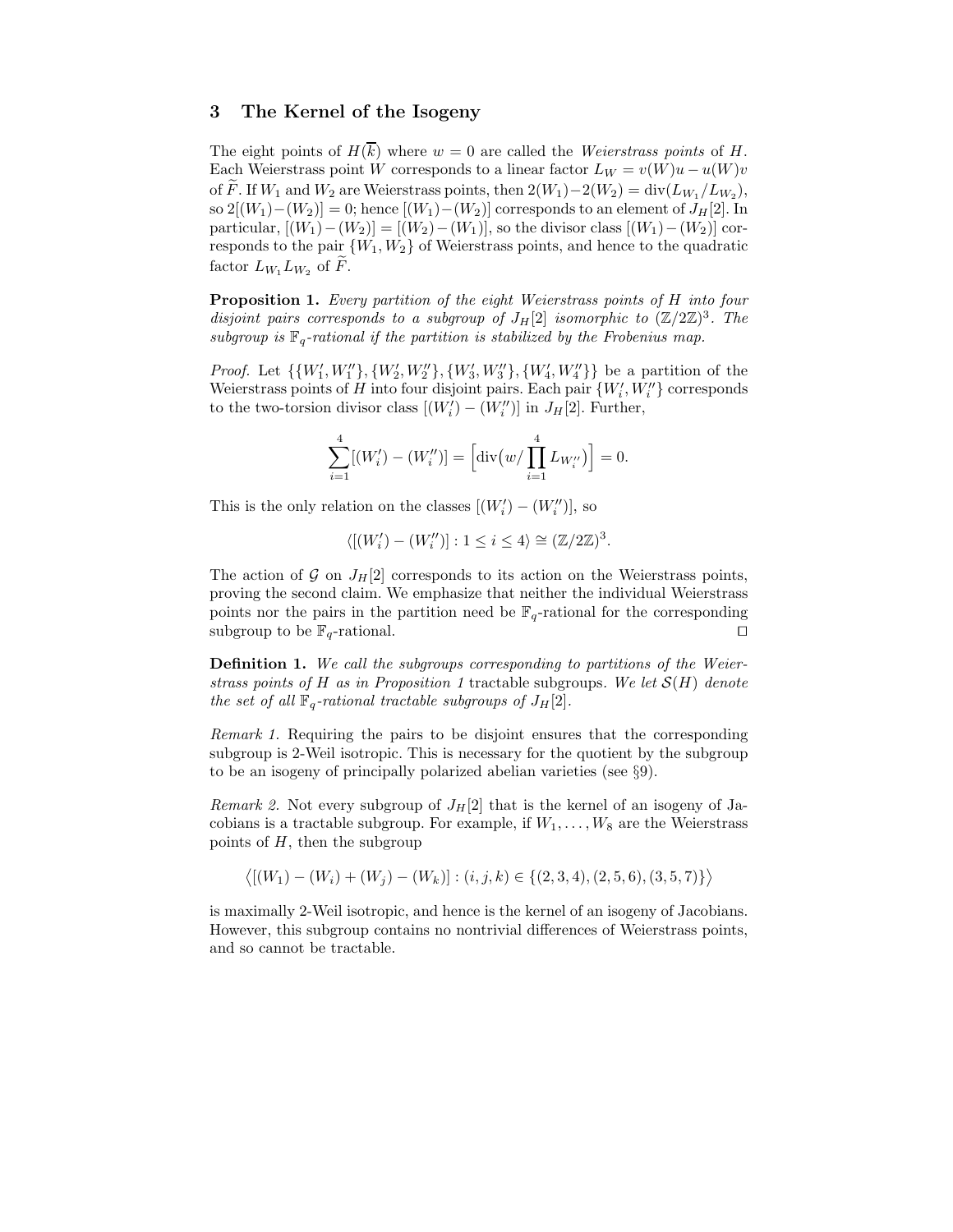## 3 The Kernel of the Isogeny

The eight points of $H(\overline{k})$ where $w = 0$ are called the *Weierstrass points* of $H$. Each Weierstrass point $W$ corresponds to a linear factor $L_W = v(W)u - u(W)v$ of $\widetilde{F}$. If $W_1$ and $W_2$ are Weierstrass points, then $2(W_1) - 2(W_2) = \mathrm{div}(L_{W_1}/L_{W_2})$, so $2[(W_1)-(W_2)] = 0$; hence $[(W_1)-(W_2)]$ corresponds to an element of $J_H[2]$. In particular, $[(W_1)-(W_2)] = [(W_2)-(W_1)]$, so the divisor class $[(W_1)-(W_2)]$ corresponds to the pair $\{W_1, W_2\}$ of Weierstrass points, and hence to the quadratic factor $L_{W_1}L_{W_2}$ of $\widetilde{F}$.

**Proposition 1.** *Every partition of the eight Weierstrass points of $H$ into four disjoint pairs corresponds to a subgroup of $J_H[2]$ isomorphic to $(\mathbb{Z}/2\mathbb{Z})^3$. The subgroup is $\mathbb{F}_q$-rational if the partition is stabilized by the Frobenius map.*

*Proof.* Let $\{\{W_1', W_1''\}, \{W_2', W_2''\}, \{W_3', W_3''\}, \{W_4', W_4''\}\}$ be a partition of the Weierstrass points of $H$ into four disjoint pairs. Each pair $\{W_i', W_i''\}$ corresponds to the two-torsion divisor class $[(W_i') - (W_i'')]$ in $J_H[2]$. Further,

$$\sum_{i=1}^{4} [(W_i') - (W_i'')] = \Big[\mathrm{div}\big(w / \prod_{i=1}^{4} L_{W_i''}\big)\Big] = 0.$$

This is the only relation on the classes $[(W_i') - (W_i'')]$, so

$$\langle [(W_i') - (W_i'')] : 1 \leq i \leq 4 \rangle \cong (\mathbb{Z}/2\mathbb{Z})^3.$$

The action of $\mathcal{G}$ on $J_H[2]$ corresponds to its action on the Weierstrass points, proving the second claim. We emphasize that neither the individual Weierstrass points nor the pairs in the partition need be $\mathbb{F}_q$-rational for the corresponding subgroup to be $\mathbb{F}_q$-rational. □

**Definition 1.** *We call the subgroups corresponding to partitions of the Weierstrass points of $H$ as in Proposition 1* tractable subgroups. *We let $\mathcal{S}(H)$ denote the set of all $\mathbb{F}_q$-rational tractable subgroups of $J_H[2]$.*

*Remark 1.* Requiring the pairs to be disjoint ensures that the corresponding subgroup is 2-Weil isotropic. This is necessary for the quotient by the subgroup to be an isogeny of principally polarized abelian varieties (see §9).

*Remark 2.* Not every subgroup of $J_H[2]$ that is the kernel of an isogeny of Jacobians is a tractable subgroup. For example, if $W_1, \ldots, W_8$ are the Weierstrass points of $H$, then the subgroup

$$\big\langle [(W_1) - (W_i) + (W_j) - (W_k)] : (i, j, k) \in \{(2, 3, 4), (2, 5, 6), (3, 5, 7)\} \big\rangle$$

is maximally 2-Weil isotropic, and hence is the kernel of an isogeny of Jacobians. However, this subgroup contains no nontrivial differences of Weierstrass points, and so cannot be tractable.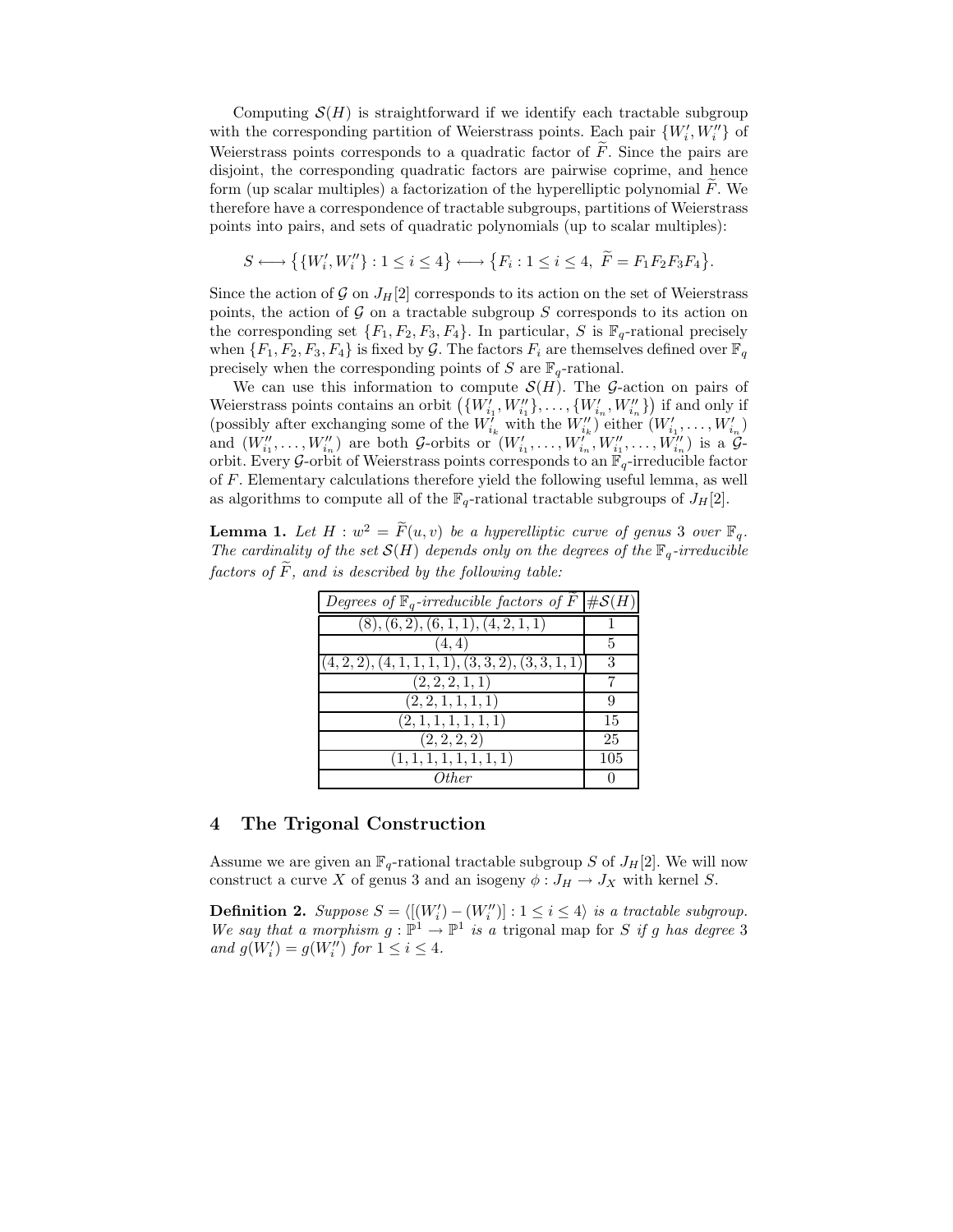Computing $\mathcal{S}(H)$ is straightforward if we identify each tractable subgroup with the corresponding partition of Weierstrass points. Each pair $\{W_i', W_i''\}$ of Weierstrass points corresponds to a quadratic factor of $\widetilde{F}$. Since the pairs are disjoint, the corresponding quadratic factors are pairwise coprime, and hence form (up scalar multiples) a factorization of the hyperelliptic polynomial $\widetilde{F}$. We therefore have a correspondence of tractable subgroups, partitions of Weierstrass points into pairs, and sets of quadratic polynomials (up to scalar multiples):

$$S \longleftrightarrow \big\{\{W_i', W_i''\} : 1 \leq i \leq 4\big\} \longleftrightarrow \big\{F_i : 1 \leq i \leq 4,\ \widetilde{F} = F_1F_2F_3F_4\big\}.$$

Since the action of $\mathcal{G}$ on $J_H[2]$ corresponds to its action on the set of Weierstrass points, the action of $\mathcal{G}$ on a tractable subgroup $S$ corresponds to its action on the corresponding set $\{F_1, F_2, F_3, F_4\}$. In particular, $S$ is $\mathbb{F}_q$-rational precisely when $\{F_1, F_2, F_3, F_4\}$ is fixed by $\mathcal{G}$. The factors $F_i$ are themselves defined over $\mathbb{F}_q$ precisely when the corresponding points of $S$ are $\mathbb{F}_q$-rational.

We can use this information to compute $\mathcal{S}(H)$. The $\mathcal{G}$-action on pairs of Weierstrass points contains an orbit $\big(\{W_{i_1}', W_{i_1}''\}, \ldots, \{W_{i_n}', W_{i_n}''\}\big)$ if and only if (possibly after exchanging some of the $W_{i_k}'$ with the $W_{i_k}''$) either $(W_{i_1}', \ldots, W_{i_n}')$ and $(W_{i_1}'', \ldots, W_{i_n}'')$ are both $\mathcal{G}$-orbits or $(W_{i_1}', \ldots, W_{i_n}', W_{i_1}'', \ldots, W_{i_n}'')$ is a $\mathcal{G}$-orbit. Every $\mathcal{G}$-orbit of Weierstrass points corresponds to an $\mathbb{F}_q$-irreducible factor of $F$. Elementary calculations therefore yield the following useful lemma, as well as algorithms to compute all of the $\mathbb{F}_q$-rational tractable subgroups of $J_H[2]$.

**Lemma 1.** *Let $H : w^2 = \widetilde{F}(u, v)$ be a hyperelliptic curve of genus 3 over $\mathbb{F}_q$. The cardinality of the set $\mathcal{S}(H)$ depends only on the degrees of the $\mathbb{F}_q$-irreducible factors of $\widetilde{F}$, and is described by the following table:*

| *Degrees of $\mathbb{F}_q$-irreducible factors of $\widetilde{F}$* | $\#\mathcal{S}(H)$ |
|---|---|
| $(8), (6,2), (6,1,1), (4,2,1,1)$ | 1 |
| $(4,4)$ | 5 |
| $(4,2,2), (4,1,1,1,1), (3,3,2), (3,3,1,1)$ | 3 |
| $(2,2,2,1,1)$ | 7 |
| $(2,2,1,1,1,1)$ | 9 |
| $(2,1,1,1,1,1,1)$ | 15 |
| $(2,2,2,2)$ | 25 |
| $(1,1,1,1,1,1,1,1)$ | 105 |
| *Other* | 0 |

## 4 The Trigonal Construction

Assume we are given an $\mathbb{F}_q$-rational tractable subgroup $S$ of $J_H[2]$. We will now construct a curve $X$ of genus 3 and an isogeny $\phi : J_H \to J_X$ with kernel $S$.

**Definition 2.** *Suppose $S = \langle [(W_i') - (W_i'')] : 1 \leq i \leq 4 \rangle$ is a tractable subgroup. We say that a morphism $g : \mathbb{P}^1 \to \mathbb{P}^1$ is a* trigonal map *for $S$ if $g$ has degree 3 and $g(W_i') = g(W_i'')$ for $1 \leq i \leq 4$.*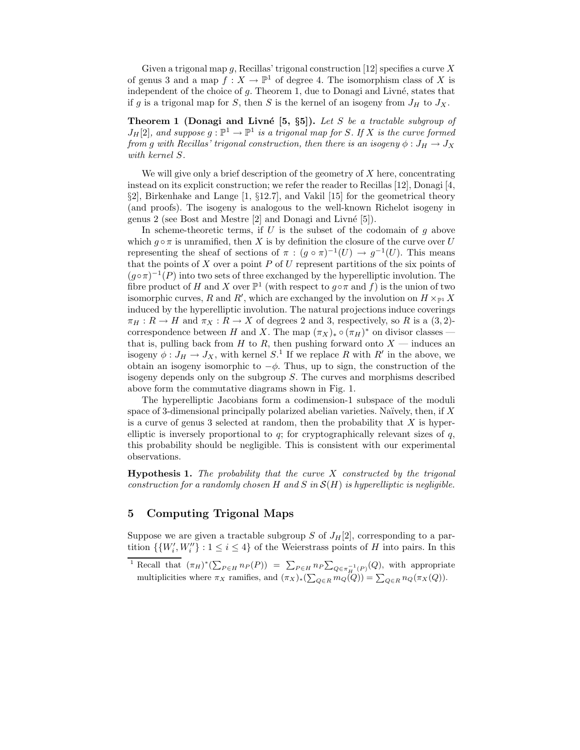Given a trigonal map $g$, Recillas' trigonal construction [12] specifies a curve $X$ of genus 3 and a map $f : X \to \mathbb{P}^1$ of degree 4. The isomorphism class of $X$ is independent of the choice of $g$. Theorem 1, due to Donagi and Livné, states that if $g$ is a trigonal map for $S$, then $S$ is the kernel of an isogeny from $J_H$ to $J_X$.

**Theorem 1 (Donagi and Livné [5, §5]).** *Let $S$ be a tractable subgroup of $J_H[2]$, and suppose $g : \mathbb{P}^1 \to \mathbb{P}^1$ is a trigonal map for $S$. If $X$ is the curve formed from $g$ with Recillas' trigonal construction, then there is an isogeny $\phi : J_H \to J_X$ with kernel $S$.*

We will give only a brief description of the geometry of $X$ here, concentrating instead on its explicit construction; we refer the reader to Recillas [12], Donagi [4, §2], Birkenhake and Lange [1, §12.7], and Vakil [15] for the geometrical theory (and proofs). The isogeny is analogous to the well-known Richelot isogeny in genus 2 (see Bost and Mestre [2] and Donagi and Livné [5]).

In scheme-theoretic terms, if $U$ is the subset of the codomain of $g$ above which $g \circ \pi$ is unramified, then $X$ is by definition the closure of the curve over $U$ representing the sheaf of sections of $\pi : (g \circ \pi)^{-1}(U) \to g^{-1}(U)$. This means that the points of $X$ over a point $P$ of $U$ represent partitions of the six points of $(g \circ \pi)^{-1}(P)$ into two sets of three exchanged by the hyperelliptic involution. The fibre product of $H$ and $X$ over $\mathbb{P}^1$ (with respect to $g \circ \pi$ and $f$) is the union of two isomorphic curves, $R$ and $R'$, which are exchanged by the involution on $H \times_{\mathbb{P}^1} X$ induced by the hyperelliptic involution. The natural projections induce coverings $\pi_H : R \to H$ and $\pi_X : R \to X$ of degrees 2 and 3, respectively, so $R$ is a $(3, 2)$-correspondence between $H$ and $X$. The map $(\pi_X)_* \circ (\pi_H)^*$ on divisor classes — that is, pulling back from $H$ to $R$, then pushing forward onto $X$ — induces an isogeny $\phi : J_H \to J_X$, with kernel $S$.[1] If we replace $R$ with $R'$ in the above, we obtain an isogeny isomorphic to $-\phi$. Thus, up to sign, the construction of the isogeny depends only on the subgroup $S$. The curves and morphisms described above form the commutative diagrams shown in Fig. 1.

The hyperelliptic Jacobians form a codimension-1 subspace of the moduli space of 3-dimensional principally polarized abelian varieties. Naïvely, then, if $X$ is a curve of genus 3 selected at random, then the probability that $X$ is hyperelliptic is inversely proportional to $q$; for cryptographically relevant sizes of $q$, this probability should be negligible. This is consistent with our experimental observations.

**Hypothesis 1.** *The probability that the curve $X$ constructed by the trigonal construction for a randomly chosen $H$ and $S$ in $\mathcal{S}(H)$ is hyperelliptic is negligible.*

## 5 Computing Trigonal Maps

Suppose we are given a tractable subgroup $S$ of $J_H[2]$, corresponding to a partition $\{\{W_i', W_i''\} : 1 \leq i \leq 4\}$ of the Weierstrass points of $H$ into pairs. In this

[1] Recall that $(\pi_H)^*(\sum_{P \in H} n_P(P)) = \sum_{P \in H} n_P \sum_{Q \in \pi_H^{-1}(P)}(Q)$, with appropriate multiplicities where $\pi_X$ ramifies, and $(\pi_X)_*(\sum_{Q \in R} m_Q(Q)) = \sum_{Q \in R} n_Q(\pi_X(Q))$.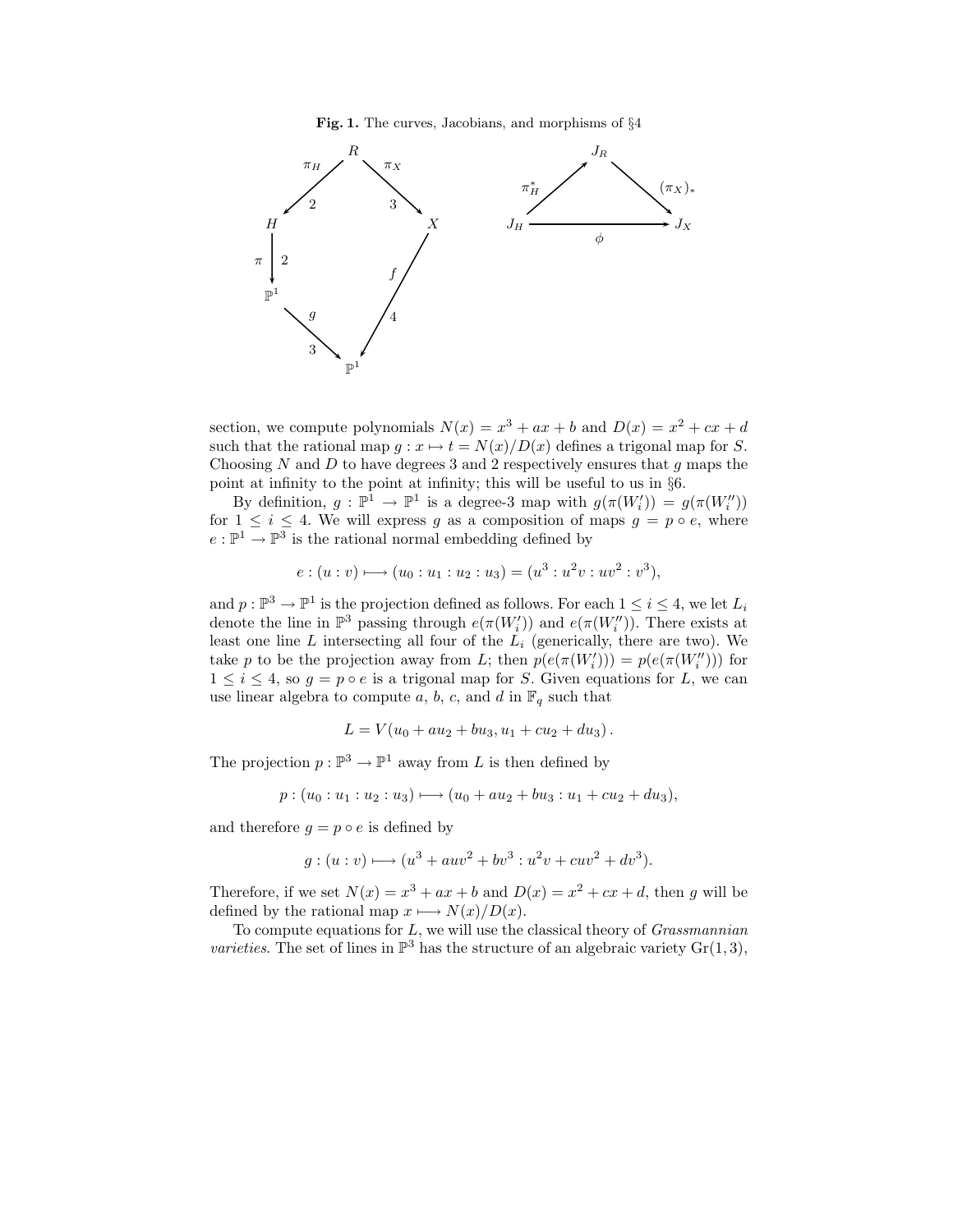**Fig. 1.** The curves, Jacobians, and morphisms of §4

section, we compute polynomials $N(x) = x^3 + ax + b$ and $D(x) = x^2 + cx + d$ such that the rational map $g : x \mapsto t = N(x)/D(x)$ defines a trigonal map for $S$. Choosing $N$ and $D$ to have degrees 3 and 2 respectively ensures that $g$ maps the point at infinity to the point at infinity; this will be useful to us in §6.

By definition, $g : \mathbb{P}^1 \to \mathbb{P}^1$ is a degree-3 map with $g(\pi(W_i')) = g(\pi(W_i''))$ for $1 \leq i \leq 4$. We will express $g$ as a composition of maps $g = p \circ e$, where $e : \mathbb{P}^1 \to \mathbb{P}^3$ is the rational normal embedding defined by

$$e : (u : v) \longmapsto (u_0 : u_1 : u_2 : u_3) = (u^3 : u^2 v : uv^2 : v^3),$$

and $p : \mathbb{P}^3 \to \mathbb{P}^1$ is the projection defined as follows. For each $1 \leq i \leq 4$, we let $L_i$ denote the line in $\mathbb{P}^3$ passing through $e(\pi(W_i'))$ and $e(\pi(W_i''))$. There exists at least one line $L$ intersecting all four of the $L_i$ (generically, there are two). We take $p$ to be the projection away from $L$; then $p(e(\pi(W_i'))) = p(e(\pi(W_i'')))$ for $1 \leq i \leq 4$, so $g = p \circ e$ is a trigonal map for $S$. Given equations for $L$, we can use linear algebra to compute $a$, $b$, $c$, and $d$ in $\mathbb{F}_q$ such that

$$L = V(u_0 + au_2 + bu_3, u_1 + cu_2 + du_3)\,.$$

The projection $p : \mathbb{P}^3 \to \mathbb{P}^1$ away from $L$ is then defined by

$$p : (u_0 : u_1 : u_2 : u_3) \longmapsto (u_0 + au_2 + bu_3 : u_1 + cu_2 + du_3),$$

and therefore $g = p \circ e$ is defined by

$$g : (u : v) \longmapsto (u^3 + auv^2 + bv^3 : u^2 v + cuv^2 + dv^3).$$

Therefore, if we set $N(x) = x^3 + ax + b$ and $D(x) = x^2 + cx + d$, then $g$ will be defined by the rational map $x \longmapsto N(x)/D(x)$.

To compute equations for $L$, we will use the classical theory of *Grassmannian varieties*. The set of lines in $\mathbb{P}^3$ has the structure of an algebraic variety $\mathrm{Gr}(1, 3)$,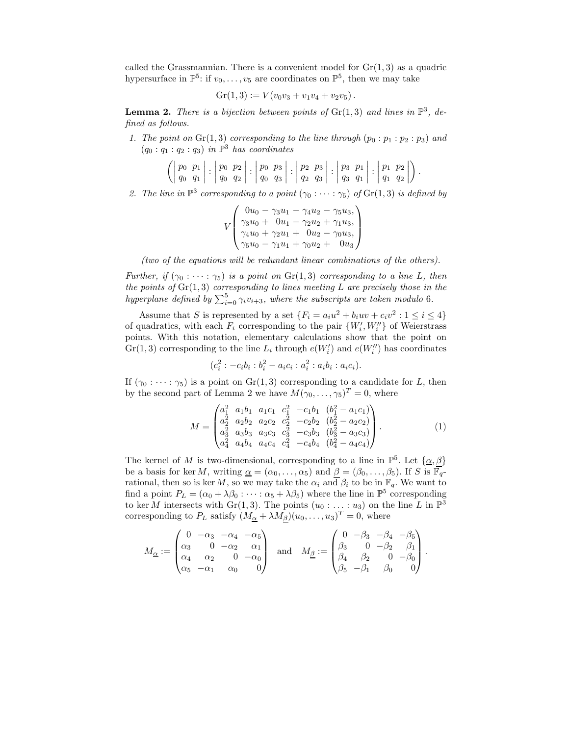called the Grassmannian. There is a convenient model for $\mathrm{Gr}(1,3)$ as a quadric hypersurface in $\mathbb{P}^5$: if $v_0,\ldots,v_5$ are coordinates on $\mathbb{P}^5$, then we may take

$$\mathrm{Gr}(1,3) := V(v_0v_3 + v_1v_4 + v_2v_5)\,.$$

**Lemma 2.** *There is a bijection between points of $\mathrm{Gr}(1,3)$ and lines in $\mathbb{P}^3$, defined as follows.*

1. *The point on $\mathrm{Gr}(1,3)$ corresponding to the line through $(p_0 : p_1 : p_2 : p_3)$ and $(q_0 : q_1 : q_2 : q_3)$ in $\mathbb{P}^3$ has coordinates*

$$\left( \begin{vmatrix} p_0 & p_1 \\ q_0 & q_1 \end{vmatrix} : \begin{vmatrix} p_0 & p_2 \\ q_0 & q_2 \end{vmatrix} : \begin{vmatrix} p_0 & p_3 \\ q_0 & q_3 \end{vmatrix} : \begin{vmatrix} p_2 & p_3 \\ q_2 & q_3 \end{vmatrix} : \begin{vmatrix} p_3 & p_1 \\ q_3 & q_1 \end{vmatrix} : \begin{vmatrix} p_1 & p_2 \\ q_1 & q_2 \end{vmatrix} \right).$$

2. *The line in $\mathbb{P}^3$ corresponding to a point $(\gamma_0 : \cdots : \gamma_5)$ of $\mathrm{Gr}(1,3)$ is defined by*

$$V\begin{pmatrix} 0u_0 - \gamma_3u_1 - \gamma_4u_2 - \gamma_5u_3, \\ \gamma_3u_0 + \;\;0u_1 - \gamma_2u_2 + \gamma_1u_3, \\ \gamma_4u_0 + \gamma_2u_1 + \;\;0u_2 - \gamma_0u_3, \\ \gamma_5u_0 - \gamma_1u_1 + \gamma_0u_2 + \;\;\;0u_3 \end{pmatrix}$$

*(two of the equations will be redundant linear combinations of the others).*

*Further, if $(\gamma_0 : \cdots : \gamma_5)$ is a point on $\mathrm{Gr}(1,3)$ corresponding to a line $L$, then the points of $\mathrm{Gr}(1,3)$ corresponding to lines meeting $L$ are precisely those in the hyperplane defined by $\sum_{i=0}^{5} \gamma_i v_{i+3}$, where the subscripts are taken modulo 6.*

Assume that $S$ is represented by a set $\{F_i = a_iu^2 + b_iuv + c_iv^2 : 1 \leq i \leq 4\}$ of quadratics, with each $F_i$ corresponding to the pair $\{W_i', W_i''\}$ of Weierstrass points. With this notation, elementary calculations show that the point on $\mathrm{Gr}(1,3)$ corresponding to the line $L_i$ through $e(W_i')$ and $e(W_i'')$ has coordinates

$$(c_i^2 : -c_ib_i : b_i^2 - a_ic_i : a_i^2 : a_ib_i : a_ic_i).$$

If $(\gamma_0 : \cdots : \gamma_5)$ is a point on $\mathrm{Gr}(1,3)$ corresponding to a candidate for $L$, then by the second part of Lemma 2 we have $M(\gamma_0, \ldots, \gamma_5)^T = 0$, where

$$M = \begin{pmatrix} a_1^2 & a_1b_1 & a_1c_1 & c_1^2 & -c_1b_1 & (b_1^2 - a_1c_1) \\ a_2^2 & a_2b_2 & a_2c_2 & c_2^2 & -c_2b_2 & (b_2^2 - a_2c_2) \\ a_3^2 & a_3b_3 & a_3c_3 & c_3^2 & -c_3b_3 & (b_3^2 - a_3c_3) \\ a_4^2 & a_4b_4 & a_4c_4 & c_4^2 & -c_4b_4 & (b_4^2 - a_4c_4) \end{pmatrix}. \tag{1}$$

The kernel of $M$ is two-dimensional, corresponding to a line in $\mathbb{P}^5$. Let $\{\underline{\alpha}, \underline{\beta}\}$ be a basis for $\ker M$, writing $\underline{\alpha} = (\alpha_0, \ldots, \alpha_5)$ and $\underline{\beta} = (\beta_0, \ldots, \beta_5)$. If $S$ is $\overline{\mathbb{F}}_q$-rational, then so is $\ker M$, so we may take the $\alpha_i$ and $\beta_i$ to be in $\mathbb{F}_q$. We want to find a point $P_L = (\alpha_0 + \lambda\beta_0 : \cdots : \alpha_5 + \lambda\beta_5)$ where the line in $\mathbb{P}^5$ corresponding to $\ker M$ intersects with $\mathrm{Gr}(1,3)$. The points $(u_0 : \ldots : u_3)$ on the line $L$ in $\mathbb{P}^3$ corresponding to $P_L$ satisfy $(M_{\underline{\alpha}} + \lambda M_{\underline{\beta}})(u_0, \ldots, u_3)^T = 0$, where

$$M_{\underline{\alpha}} := \begin{pmatrix} 0 & -\alpha_3 & -\alpha_4 & -\alpha_5 \\ \alpha_3 & 0 & -\alpha_2 & \alpha_1 \\ \alpha_4 & \alpha_2 & 0 & -\alpha_0 \\ \alpha_5 & -\alpha_1 & \alpha_0 & 0 \end{pmatrix} \quad \text{and} \quad M_{\underline{\beta}} := \begin{pmatrix} 0 & -\beta_3 & -\beta_4 & -\beta_5 \\ \beta_3 & 0 & -\beta_2 & \beta_1 \\ \beta_4 & \beta_2 & 0 & -\beta_0 \\ \beta_5 & -\beta_1 & \beta_0 & 0 \end{pmatrix}.$$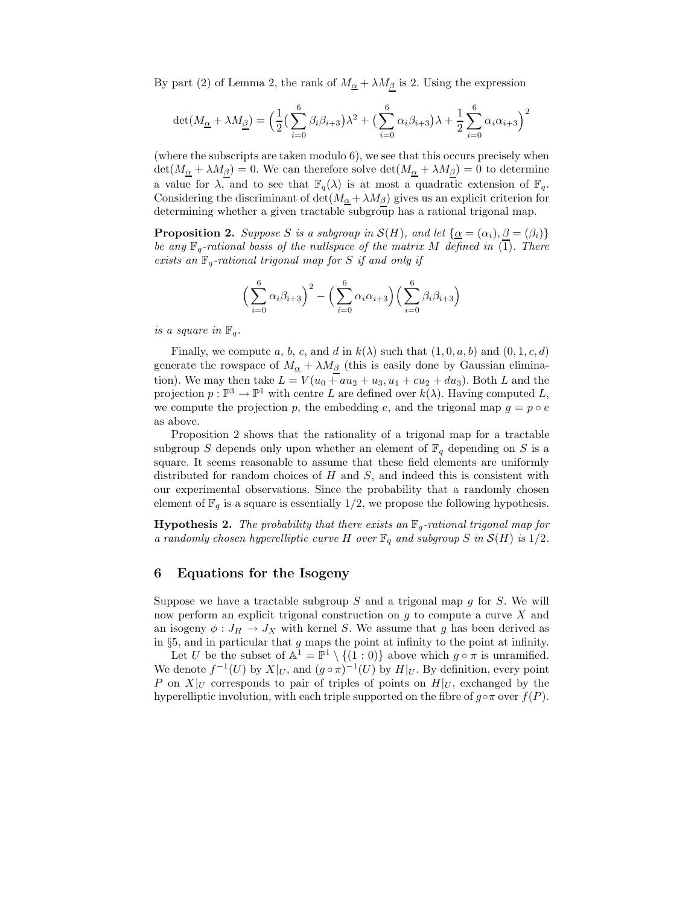By part (2) of Lemma 2, the rank of $M_{\underline{\alpha}} + \lambda M_{\underline{\beta}}$ is 2. Using the expression

$$\det(M_{\underline{\alpha}} + \lambda M_{\underline{\beta}}) = \Big(\frac{1}{2}\big(\sum_{i=0}^{6} \beta_i\beta_{i+3}\big)\lambda^2 + \big(\sum_{i=0}^{6} \alpha_i\beta_{i+3}\big)\lambda + \frac{1}{2}\sum_{i=0}^{6} \alpha_i\alpha_{i+3}\Big)^2$$

(where the subscripts are taken modulo 6), we see that this occurs precisely when $\det(M_{\underline{\alpha}} + \lambda M_{\underline{\beta}}) = 0$. We can therefore solve $\det(M_{\underline{\alpha}} + \lambda M_{\underline{\beta}}) = 0$ to determine a value for $\lambda$, and to see that $\mathbb{F}_q(\lambda)$ is at most a quadratic extension of $\mathbb{F}_q$. Considering the discriminant of $\det(M_{\underline{\alpha}} + \lambda M_{\underline{\beta}})$ gives us an explicit criterion for determining whether a given tractable subgroup has a rational trigonal map.

**Proposition 2.** *Suppose $S$ is a subgroup in $\mathcal{S}(H)$, and let $\{\underline{\alpha} = (\alpha_i), \underline{\beta} = (\beta_i)\}$ be any $\mathbb{F}_q$-rational basis of the nullspace of the matrix $M$ defined in (1). There exists an $\mathbb{F}_q$-rational trigonal map for $S$ if and only if*

$$\Big(\sum_{i=0}^{6} \alpha_i\beta_{i+3}\Big)^2 - \Big(\sum_{i=0}^{6} \alpha_i\alpha_{i+3}\Big)\Big(\sum_{i=0}^{6} \beta_i\beta_{i+3}\Big)$$

*is a square in $\mathbb{F}_q$.*

Finally, we compute $a$, $b$, $c$, and $d$ in $k(\lambda)$ such that $(1, 0, a, b)$ and $(0, 1, c, d)$ generate the rowspace of $M_{\underline{\alpha}} + \lambda M_{\underline{\beta}}$ (this is easily done by Gaussian elimination). We may then take $L = V(u_0 + au_2 + u_3, u_1 + cu_2 + du_3)$. Both $L$ and the projection $p : \mathbb{P}^3 \to \mathbb{P}^1$ with centre $L$ are defined over $k(\lambda)$. Having computed $L$, we compute the projection $p$, the embedding $e$, and the trigonal map $g = p \circ e$ as above.

Proposition 2 shows that the rationality of a trigonal map for a tractable subgroup $S$ depends only upon whether an element of $\mathbb{F}_q$ depending on $S$ is a square. It seems reasonable to assume that these field elements are uniformly distributed for random choices of $H$ and $S$, and indeed this is consistent with our experimental observations. Since the probability that a randomly chosen element of $\mathbb{F}_q$ is a square is essentially $1/2$, we propose the following hypothesis.

**Hypothesis 2.** *The probability that there exists an $\mathbb{F}_q$-rational trigonal map for a randomly chosen hyperelliptic curve $H$ over $\mathbb{F}_q$ and subgroup $S$ in $\mathcal{S}(H)$ is $1/2$.*

## 6 Equations for the Isogeny

Suppose we have a tractable subgroup $S$ and a trigonal map $g$ for $S$. We will now perform an explicit trigonal construction on $g$ to compute a curve $X$ and an isogeny $\phi : J_H \to J_X$ with kernel $S$. We assume that $g$ has been derived as in §5, and in particular that $g$ maps the point at infinity to the point at infinity.

Let $U$ be the subset of $\mathbb{A}^1 = \mathbb{P}^1 \setminus \{(1:0)\}$ above which $g \circ \pi$ is unramified. We denote $f^{-1}(U)$ by $X|_U$, and $(g \circ \pi)^{-1}(U)$ by $H|_U$. By definition, every point $P$ on $X|_U$ corresponds to pair of triples of points on $H|_U$, exchanged by the hyperelliptic involution, with each triple supported on the fibre of $g \circ \pi$ over $f(P)$.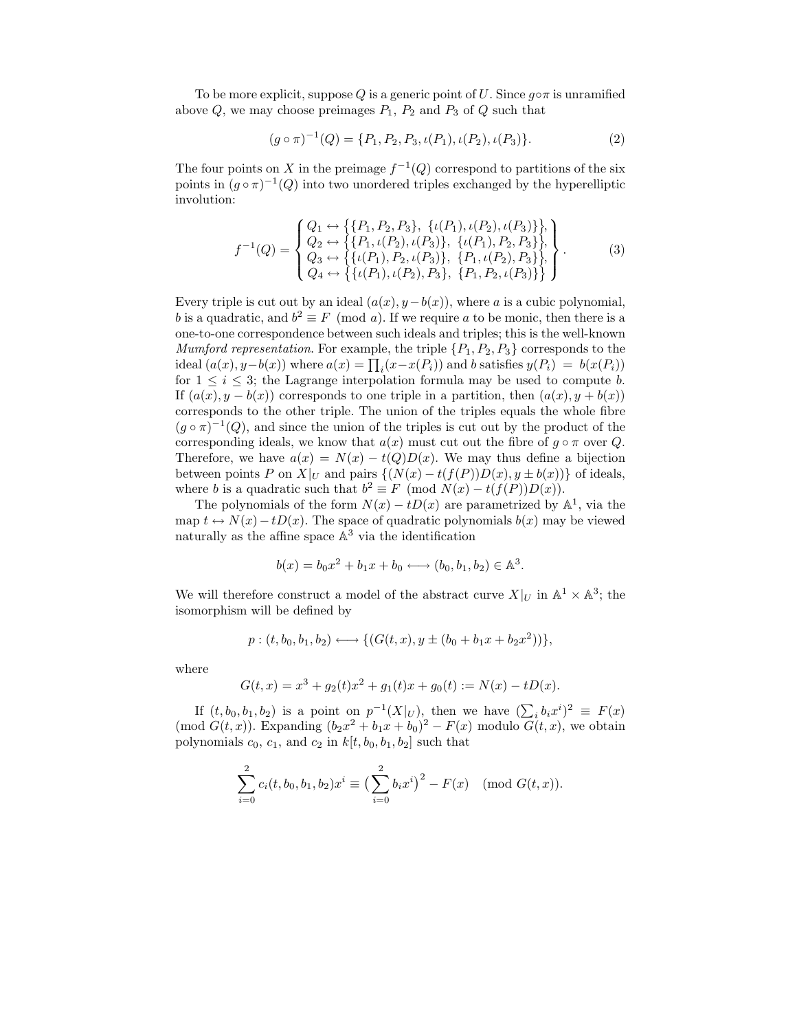To be more explicit, suppose $Q$ is a generic point of $U$. Since $g \circ \pi$ is unramified above $Q$, we may choose preimages $P_1$, $P_2$ and $P_3$ of $Q$ such that

$$(g \circ \pi)^{-1}(Q) = \{P_1, P_2, P_3, \iota(P_1), \iota(P_2), \iota(P_3)\}. \tag{2}$$

The four points on $X$ in the preimage $f^{-1}(Q)$ correspond to partitions of the six points in $(g \circ \pi)^{-1}(Q)$ into two unordered triples exchanged by the hyperelliptic involution:

$$f^{-1}(Q) = \left\{ \begin{array}{l} Q_1 \leftrightarrow \big\{\{P_1, P_2, P_3\},\ \{\iota(P_1), \iota(P_2), \iota(P_3)\}\big\}, \\ Q_2 \leftrightarrow \big\{\{P_1, \iota(P_2), \iota(P_3)\},\ \{\iota(P_1), P_2, P_3\}\big\}, \\ Q_3 \leftrightarrow \big\{\{\iota(P_1), P_2, \iota(P_3)\},\ \{P_1, \iota(P_2), P_3\}\big\}, \\ Q_4 \leftrightarrow \big\{\{\iota(P_1), \iota(P_2), P_3\},\ \{P_1, P_2, \iota(P_3)\}\big\} \end{array} \right\}. \tag{3}$$

Every triple is cut out by an ideal $(a(x), y - b(x))$, where $a$ is a cubic polynomial, $b$ is a quadratic, and $b^2 \equiv F \pmod{a}$. If we require $a$ to be monic, then there is a one-to-one correspondence between such ideals and triples; this is the well-known *Mumford representation*. For example, the triple $\{P_1, P_2, P_3\}$ corresponds to the ideal $(a(x), y - b(x))$ where $a(x) = \prod_i (x - x(P_i))$ and $b$ satisfies $y(P_i) = b(x(P_i))$ for $1 \leq i \leq 3$; the Lagrange interpolation formula may be used to compute $b$. If $(a(x), y - b(x))$ corresponds to one triple in a partition, then $(a(x), y + b(x))$ corresponds to the other triple. The union of the triples equals the whole fibre $(g \circ \pi)^{-1}(Q)$, and since the union of the triples is cut out by the product of the corresponding ideals, we know that $a(x)$ must cut out the fibre of $g \circ \pi$ over $Q$. Therefore, we have $a(x) = N(x) - t(Q)D(x)$. We may thus define a bijection between points $P$ on $X|_U$ and pairs $\{(N(x) - t(f(P))D(x), y \pm b(x))\}$ of ideals, where $b$ is a quadratic such that $b^2 \equiv F \pmod{N(x) - t(f(P))D(x)}$.

The polynomials of the form $N(x) - tD(x)$ are parametrized by $\mathbb{A}^1$, via the map $t \leftrightarrow N(x) - tD(x)$. The space of quadratic polynomials $b(x)$ may be viewed naturally as the affine space $\mathbb{A}^3$ via the identification

$$b(x) = b_0 x^2 + b_1 x + b_0 \longleftrightarrow (b_0, b_1, b_2) \in \mathbb{A}^3.$$

We will therefore construct a model of the abstract curve $X|_U$ in $\mathbb{A}^1 \times \mathbb{A}^3$; the isomorphism will be defined by

$$p : (t, b_0, b_1, b_2) \longleftrightarrow \{(G(t, x), y \pm (b_0 + b_1 x + b_2 x^2))\},$$

where

$$G(t, x) = x^3 + g_2(t)x^2 + g_1(t)x + g_0(t) := N(x) - tD(x).$$

If $(t, b_0, b_1, b_2)$ is a point on $p^{-1}(X|_U)$, then we have $(\sum_i b_i x^i)^2 \equiv F(x) \pmod{G(t, x)}$. Expanding $(b_2 x^2 + b_1 x + b_0)^2 - F(x)$ modulo $G(t, x)$, we obtain polynomials $c_0$, $c_1$, and $c_2$ in $k[t, b_0, b_1, b_2]$ such that

$$\sum_{i=0}^{2} c_i(t, b_0, b_1, b_2) x^i \equiv \big(\sum_{i=0}^{2} b_i x^i\big)^2 - F(x) \pmod{G(t, x)}.$$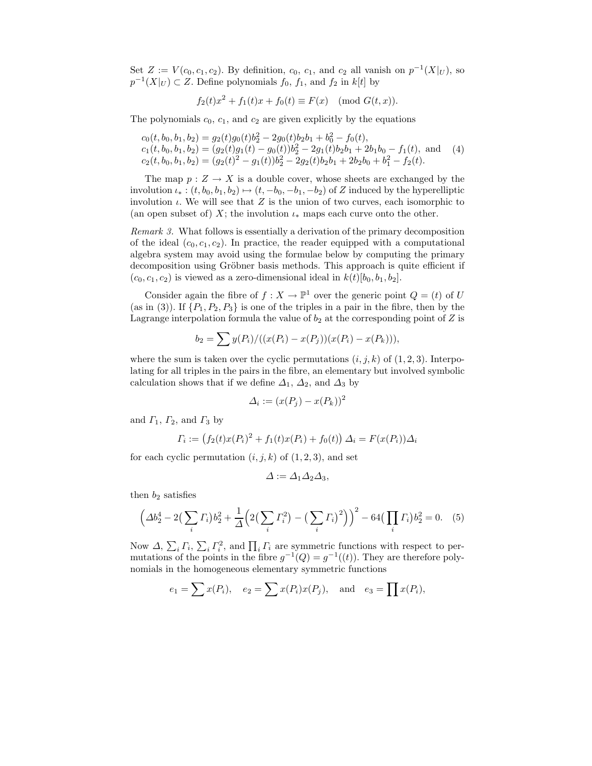Set $Z := V(c_0, c_1, c_2)$. By definition, $c_0$, $c_1$, and $c_2$ all vanish on $p^{-1}(X|_U)$, so $p^{-1}(X|_U) \subset Z$. Define polynomials $f_0$, $f_1$, and $f_2$ in $k[t]$ by

$$f_2(t)x^2 + f_1(t)x + f_0(t) \equiv F(x) \pmod{G(t,x)}.$$

The polynomials $c_0$, $c_1$, and $c_2$ are given explicitly by the equations

$$\begin{aligned}
c_0(t, b_0, b_1, b_2) &= g_2(t)g_0(t)b_2^2 - 2g_0(t)b_2b_1 + b_0^2 - f_0(t),\\
c_1(t, b_0, b_1, b_2) &= (g_2(t)g_1(t) - g_0(t))b_2^2 - 2g_1(t)b_2b_1 + 2b_1b_0 - f_1(t), \text{ and}\\
c_2(t, b_0, b_1, b_2) &= (g_2(t)^2 - g_1(t))b_2^2 - 2g_2(t)b_2b_1 + 2b_2b_0 + b_1^2 - f_2(t).
\end{aligned} \tag{4}$$

The map $p : Z \to X$ is a double cover, whose sheets are exchanged by the involution $\iota_* : (t, b_0, b_1, b_2) \mapsto (t, -b_0, -b_1, -b_2)$ of $Z$ induced by the hyperelliptic involution $\iota$. We will see that $Z$ is the union of two curves, each isomorphic to (an open subset of) $X$; the involution $\iota_*$ maps each curve onto the other.

*Remark 3.* What follows is essentially a derivation of the primary decomposition of the ideal $(c_0, c_1, c_2)$. In practice, the reader equipped with a computational algebra system may avoid using the formulae below by computing the primary decomposition using Gröbner basis methods. This approach is quite efficient if $(c_0, c_1, c_2)$ is viewed as a zero-dimensional ideal in $k(t)[b_0, b_1, b_2]$.

Consider again the fibre of $f : X \to \mathbb{P}^1$ over the generic point $Q = (t)$ of $U$ (as in (3)). If $\{P_1, P_2, P_3\}$ is one of the triples in a pair in the fibre, then by the Lagrange interpolation formula the value of $b_2$ at the corresponding point of $Z$ is

$$b_2 = \sum y(P_i)/((x(P_i) - x(P_j))(x(P_i) - x(P_k))),$$

where the sum is taken over the cyclic permutations $(i, j, k)$ of $(1, 2, 3)$. Interpolating for all triples in the pairs in the fibre, an elementary but involved symbolic calculation shows that if we define $\Delta_1$, $\Delta_2$, and $\Delta_3$ by

$$\Delta_i := (x(P_j) - x(P_k))^2$$

and $\Gamma_1$, $\Gamma_2$, and $\Gamma_3$ by

$$\Gamma_i := \left(f_2(t)x(P_i)^2 + f_1(t)x(P_i) + f_0(t)\right)\Delta_i = F(x(P_i))\Delta_i$$

for each cyclic permutation $(i, j, k)$ of $(1, 2, 3)$, and set

$$\Delta := \Delta_1\Delta_2\Delta_3,$$

then $b_2$ satisfies

$$\Big(\Delta b_2^4 - 2\big(\sum_i \Gamma_i\big)b_2^2 + \frac{1}{\Delta}\Big(2\big(\sum_i \Gamma_i^2\big) - \big(\sum_i \Gamma_i\big)^2\Big)\Big)^2 - 64\big(\prod_i \Gamma_i\big)b_2^2 = 0. \tag{5}$$

Now $\Delta$, $\sum_i \Gamma_i$, $\sum_i \Gamma_i^2$, and $\prod_i \Gamma_i$ are symmetric functions with respect to permutations of the points in the fibre $g^{-1}(Q) = g^{-1}((t))$. They are therefore polynomials in the homogeneous elementary symmetric functions

$$e_1 = \sum x(P_i), \quad e_2 = \sum x(P_i)x(P_j), \quad \text{and} \quad e_3 = \prod x(P_i),$$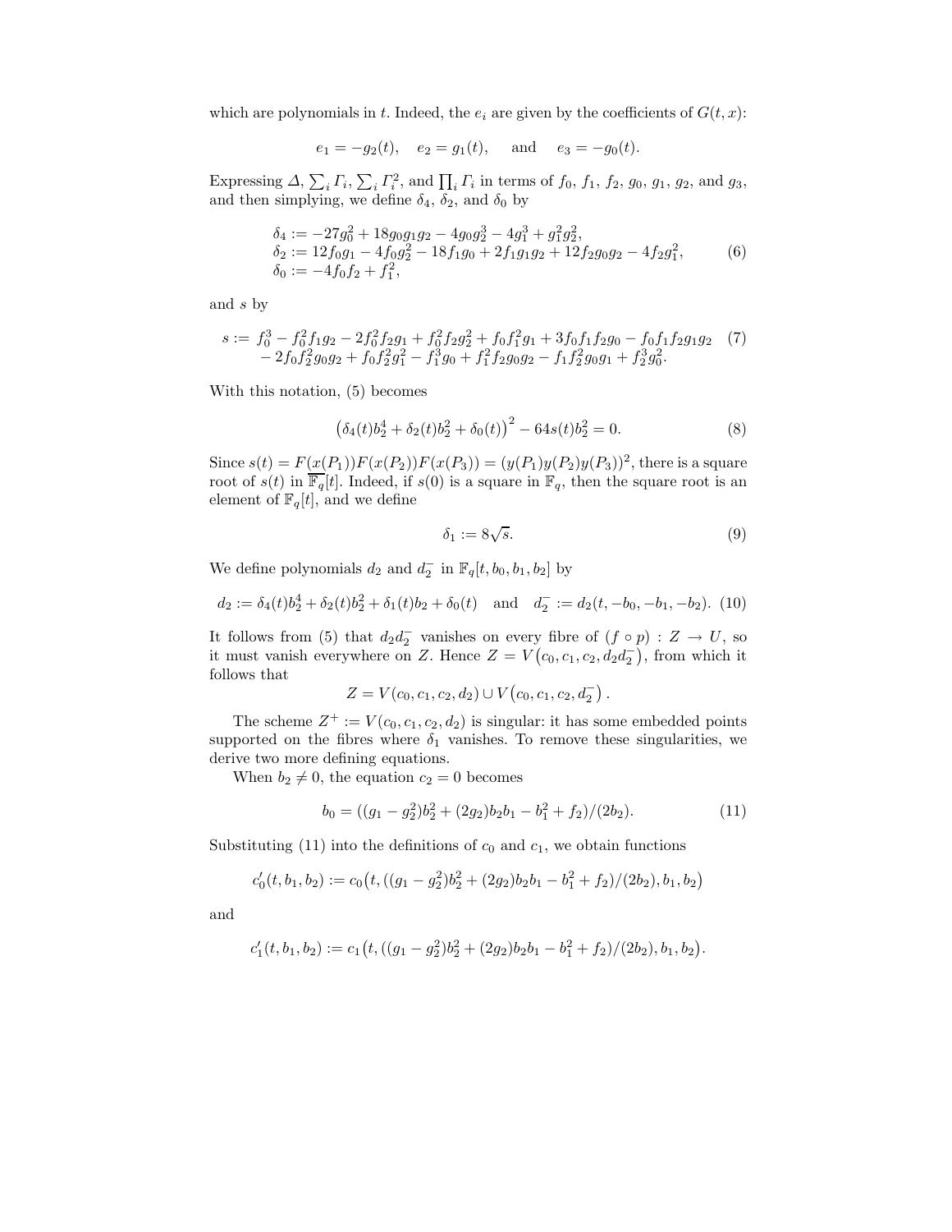which are polynomials in $t$. Indeed, the $e_i$ are given by the coefficients of $G(t,x)$:

$$e_1 = -g_2(t), \quad e_2 = g_1(t), \quad \text{and} \quad e_3 = -g_0(t).$$

Expressing $\Delta$, $\sum_i \Gamma_i$, $\sum_i \Gamma_i^2$, and $\prod_i \Gamma_i$ in terms of $f_0$, $f_1$, $f_2$, $g_0$, $g_1$, $g_2$, and $g_3$, and then simplying, we define $\delta_4$, $\delta_2$, and $\delta_0$ by

$$\begin{aligned}
\delta_4 &:= -27g_0^2 + 18g_0g_1g_2 - 4g_0g_2^3 - 4g_1^3 + g_1^2g_2^2, \\
\delta_2 &:= 12f_0g_1 - 4f_0g_2^2 - 18f_1g_0 + 2f_1g_1g_2 + 12f_2g_0g_2 - 4f_2g_1^2, \\
\delta_0 &:= -4f_0f_2 + f_1^2,
\end{aligned} \tag{6}$$

and $s$ by

$$\begin{aligned}
s := {} & f_0^3 - f_0^2f_1g_2 - 2f_0^2f_2g_1 + f_0^2f_2g_2^2 + f_0f_1^2g_1 + 3f_0f_1f_2g_0 - f_0f_1f_2g_1g_2 \\
& - 2f_0f_2^2g_0g_2 + f_0f_2^2g_1^2 - f_1^3g_0 + f_1^2f_2g_0g_2 - f_1f_2^2g_0g_1 + f_2^3g_0^2.
\end{aligned} \tag{7}$$

With this notation, (5) becomes

$$\left(\delta_4(t)b_2^4 + \delta_2(t)b_2^2 + \delta_0(t)\right)^2 - 64s(t)b_2^2 = 0. \tag{8}$$

Since $s(t) = F(x(P_1))F(x(P_2))F(x(P_3)) = (y(P_1)y(P_2)y(P_3))^2$, there is a square root of $s(t)$ in $\overline{\mathbb{F}_q}[t]$. Indeed, if $s(0)$ is a square in $\mathbb{F}_q$, then the square root is an element of $\mathbb{F}_q[t]$, and we define

$$\delta_1 := 8\sqrt{s}. \tag{9}$$

We define polynomials $d_2$ and $d_2^-$ in $\mathbb{F}_q[t, b_0, b_1, b_2]$ by

$$d_2 := \delta_4(t)b_2^4 + \delta_2(t)b_2^2 + \delta_1(t)b_2 + \delta_0(t) \quad \text{and} \quad d_2^- := d_2(t, -b_0, -b_1, -b_2). \tag{10}$$

It follows from (5) that $d_2d_2^-$ vanishes on every fibre of $(f \circ p) : Z \to U$, so it must vanish everywhere on $Z$. Hence $Z = V\left(c_0, c_1, c_2, d_2d_2^-\right)$, from which it follows that

$$Z = V(c_0, c_1, c_2, d_2) \cup V\left(c_0, c_1, c_2, d_2^-\right).$$

The scheme $Z^+ := V(c_0, c_1, c_2, d_2)$ is singular: it has some embedded points supported on the fibres where $\delta_1$ vanishes. To remove these singularities, we derive two more defining equations.

When $b_2 \neq 0$, the equation $c_2 = 0$ becomes

$$b_0 = ((g_1 - g_2^2)b_2^2 + (2g_2)b_2b_1 - b_1^2 + f_2)/(2b_2). \tag{11}$$

Substituting (11) into the definitions of $c_0$ and $c_1$, we obtain functions

$$c_0'(t, b_1, b_2) := c_0\left(t, ((g_1 - g_2^2)b_2^2 + (2g_2)b_2b_1 - b_1^2 + f_2)/(2b_2), b_1, b_2\right)$$

and

$$c_1'(t, b_1, b_2) := c_1\left(t, ((g_1 - g_2^2)b_2^2 + (2g_2)b_2b_1 - b_1^2 + f_2)/(2b_2), b_1, b_2\right).$$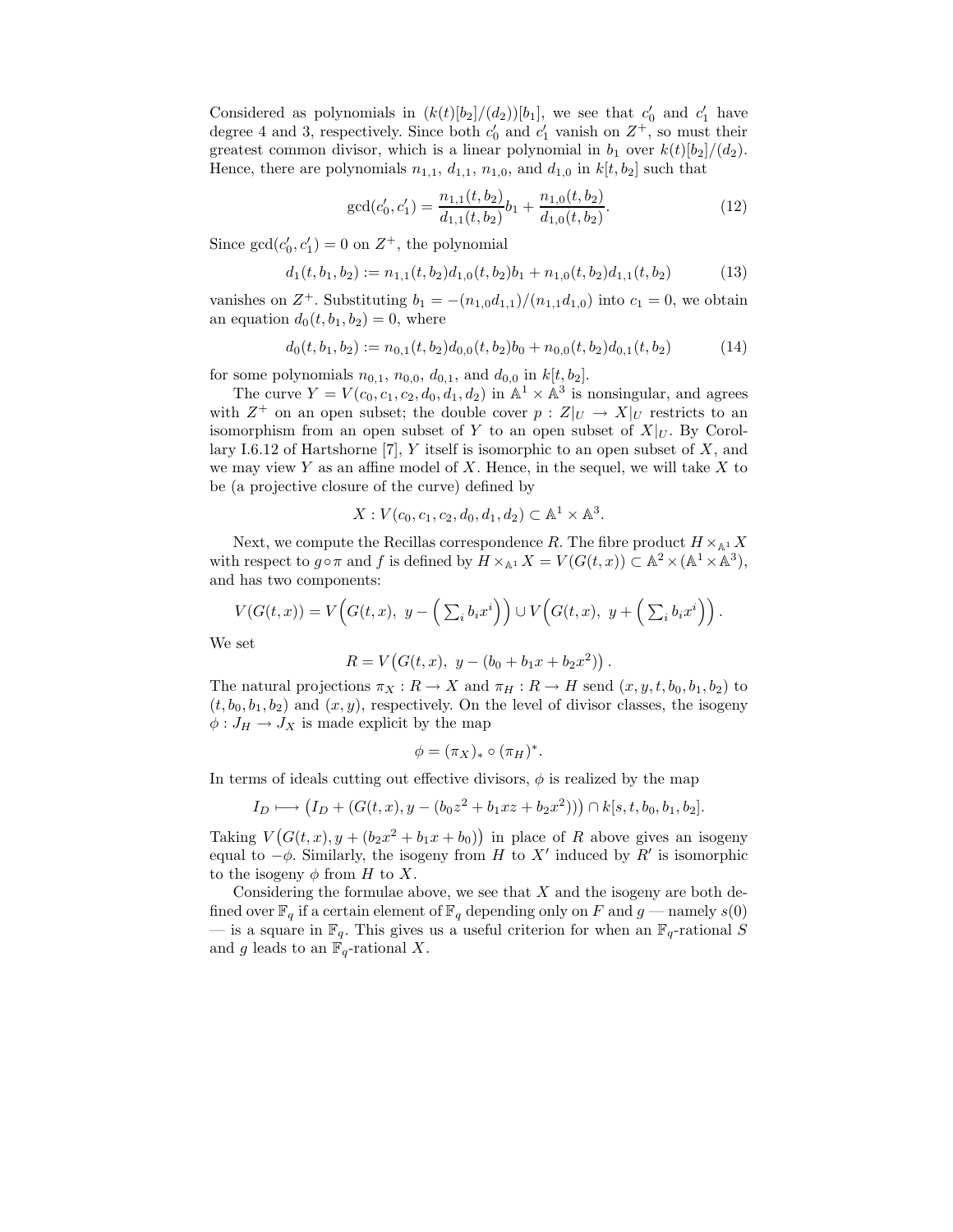Considered as polynomials in $(k(t)[b_2]/(d_2))[b_1]$, we see that $c_0'$ and $c_1'$ have degree 4 and 3, respectively. Since both $c_0'$ and $c_1'$ vanish on $Z^+$, so must their greatest common divisor, which is a linear polynomial in $b_1$ over $k(t)[b_2]/(d_2)$. Hence, there are polynomials $n_{1,1}$, $d_{1,1}$, $n_{1,0}$, and $d_{1,0}$ in $k[t, b_2]$ such that

$$\gcd(c_0', c_1') = \frac{n_{1,1}(t, b_2)}{d_{1,1}(t, b_2)} b_1 + \frac{n_{1,0}(t, b_2)}{d_{1,0}(t, b_2)}. \tag{12}$$

Since $\gcd(c_0', c_1') = 0$ on $Z^+$, the polynomial

$$d_1(t, b_1, b_2) := n_{1,1}(t, b_2) d_{1,0}(t, b_2) b_1 + n_{1,0}(t, b_2) d_{1,1}(t, b_2) \tag{13}$$

vanishes on $Z^+$. Substituting $b_1 = -(n_{1,0} d_{1,1})/(n_{1,1} d_{1,0})$ into $c_1 = 0$, we obtain an equation $d_0(t, b_1, b_2) = 0$, where

$$d_0(t, b_1, b_2) := n_{0,1}(t, b_2) d_{0,0}(t, b_2) b_0 + n_{0,0}(t, b_2) d_{0,1}(t, b_2) \tag{14}$$

for some polynomials $n_{0,1}$, $n_{0,0}$, $d_{0,1}$, and $d_{0,0}$ in $k[t, b_2]$.

The curve $Y = V(c_0, c_1, c_2, d_0, d_1, d_2)$ in $\mathbb{A}^1 \times \mathbb{A}^3$ is nonsingular, and agrees with $Z^+$ on an open subset; the double cover $p : Z|_U \to X|_U$ restricts to an isomorphism from an open subset of $Y$ to an open subset of $X|_U$. By Corollary I.6.12 of Hartshorne [7], $Y$ itself is isomorphic to an open subset of $X$, and we may view $Y$ as an affine model of $X$. Hence, in the sequel, we will take $X$ to be (a projective closure of the curve) defined by

$$X : V(c_0, c_1, c_2, d_0, d_1, d_2) \subset \mathbb{A}^1 \times \mathbb{A}^3.$$

Next, we compute the Recillas correspondence $R$. The fibre product $H \times_{\mathbb{A}^1} X$ with respect to $g \circ \pi$ and $f$ is defined by $H \times_{\mathbb{A}^1} X = V(G(t, x)) \subset \mathbb{A}^2 \times (\mathbb{A}^1 \times \mathbb{A}^3)$, and has two components:

$$V(G(t, x)) = V\Big(G(t, x),\ y - \Big(\textstyle\sum_i b_i x^i\Big)\Big) \cup V\Big(G(t, x),\ y + \Big(\textstyle\sum_i b_i x^i\Big)\Big).$$

We set

$$R = V\big(G(t, x),\ y - (b_0 + b_1 x + b_2 x^2)\big).$$

The natural projections $\pi_X : R \to X$ and $\pi_H : R \to H$ send $(x, y, t, b_0, b_1, b_2)$ to $(t, b_0, b_1, b_2)$ and $(x, y)$, respectively. On the level of divisor classes, the isogeny $\phi : J_H \to J_X$ is made explicit by the map

$$\phi = (\pi_X)_* \circ (\pi_H)^*.$$

In terms of ideals cutting out effective divisors, $\phi$ is realized by the map

$$I_D \longmapsto \big(I_D + (G(t, x), y - (b_0 z^2 + b_1 x z + b_2 x^2))\big) \cap k[s, t, b_0, b_1, b_2].$$

Taking $V\big(G(t, x), y + (b_2 x^2 + b_1 x + b_0)\big)$ in place of $R$ above gives an isogeny equal to $-\phi$. Similarly, the isogeny from $H$ to $X'$ induced by $R'$ is isomorphic to the isogeny $\phi$ from $H$ to $X$.

Considering the formulae above, we see that $X$ and the isogeny are both defined over $\mathbb{F}_q$ if a certain element of $\mathbb{F}_q$ depending only on $F$ and $g$ — namely $s(0)$ — is a square in $\mathbb{F}_q$. This gives us a useful criterion for when an $\mathbb{F}_q$-rational $S$ and $g$ leads to an $\mathbb{F}_q$-rational $X$.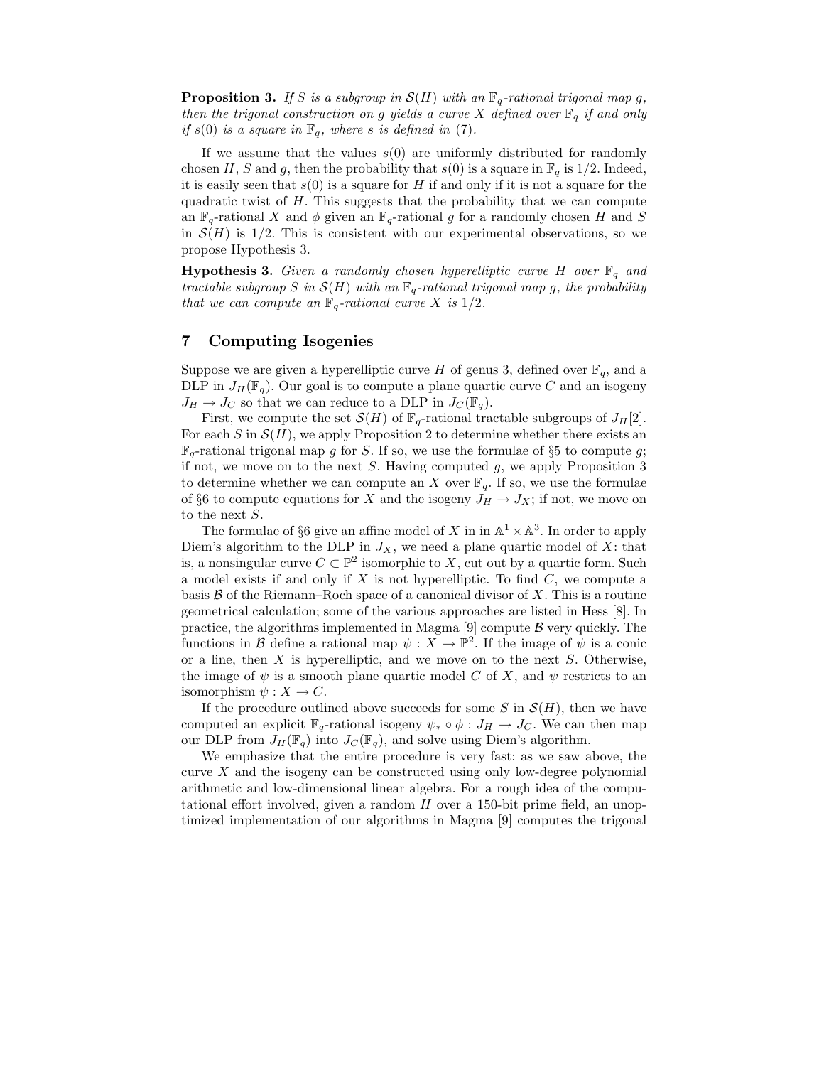**Proposition 3.** *If $S$ is a subgroup in $\mathcal{S}(H)$ with an $\mathbb{F}_q$-rational trigonal map $g$, then the trigonal construction on $g$ yields a curve $X$ defined over $\mathbb{F}_q$ if and only if $s(0)$ is a square in $\mathbb{F}_q$, where $s$ is defined in (7).*

If we assume that the values $s(0)$ are uniformly distributed for randomly chosen $H$, $S$ and $g$, then the probability that $s(0)$ is a square in $\mathbb{F}_q$ is $1/2$. Indeed, it is easily seen that $s(0)$ is a square for $H$ if and only if it is not a square for the quadratic twist of $H$. This suggests that the probability that we can compute an $\mathbb{F}_q$-rational $X$ and $\phi$ given an $\mathbb{F}_q$-rational $g$ for a randomly chosen $H$ and $S$ in $\mathcal{S}(H)$ is $1/2$. This is consistent with our experimental observations, so we propose Hypothesis 3.

**Hypothesis 3.** *Given a randomly chosen hyperelliptic curve $H$ over $\mathbb{F}_q$ and tractable subgroup $S$ in $\mathcal{S}(H)$ with an $\mathbb{F}_q$-rational trigonal map $g$, the probability that we can compute an $\mathbb{F}_q$-rational curve $X$ is $1/2$.*

## 7 Computing Isogenies

Suppose we are given a hyperelliptic curve $H$ of genus 3, defined over $\mathbb{F}_q$, and a DLP in $J_H(\mathbb{F}_q)$. Our goal is to compute a plane quartic curve $C$ and an isogeny $J_H \to J_C$ so that we can reduce to a DLP in $J_C(\mathbb{F}_q)$.

First, we compute the set $\mathcal{S}(H)$ of $\mathbb{F}_q$-rational tractable subgroups of $J_H[2]$. For each $S$ in $\mathcal{S}(H)$, we apply Proposition 2 to determine whether there exists an $\mathbb{F}_q$-rational trigonal map $g$ for $S$. If so, we use the formulae of §5 to compute $g$; if not, we move on to the next $S$. Having computed $g$, we apply Proposition 3 to determine whether we can compute an $X$ over $\mathbb{F}_q$. If so, we use the formulae of §6 to compute equations for $X$ and the isogeny $J_H \to J_X$; if not, we move on to the next $S$.

The formulae of §6 give an affine model of $X$ in in $\mathbb{A}^1 \times \mathbb{A}^3$. In order to apply Diem's algorithm to the DLP in $J_X$, we need a plane quartic model of $X$: that is, a nonsingular curve $C \subset \mathbb{P}^2$ isomorphic to $X$, cut out by a quartic form. Such a model exists if and only if $X$ is not hyperelliptic. To find $C$, we compute a basis $\mathcal{B}$ of the Riemann–Roch space of a canonical divisor of $X$. This is a routine geometrical calculation; some of the various approaches are listed in Hess [8]. In practice, the algorithms implemented in Magma [9] compute $\mathcal{B}$ very quickly. The functions in $\mathcal{B}$ define a rational map $\psi : X \to \mathbb{P}^2$. If the image of $\psi$ is a conic or a line, then $X$ is hyperelliptic, and we move on to the next $S$. Otherwise, the image of $\psi$ is a smooth plane quartic model $C$ of $X$, and $\psi$ restricts to an isomorphism $\psi : X \to C$.

If the procedure outlined above succeeds for some $S$ in $\mathcal{S}(H)$, then we have computed an explicit $\mathbb{F}_q$-rational isogeny $\psi_* \circ \phi : J_H \to J_C$. We can then map our DLP from $J_H(\mathbb{F}_q)$ into $J_C(\mathbb{F}_q)$, and solve using Diem's algorithm.

We emphasize that the entire procedure is very fast: as we saw above, the curve $X$ and the isogeny can be constructed using only low-degree polynomial arithmetic and low-dimensional linear algebra. For a rough idea of the computational effort involved, given a random $H$ over a 150-bit prime field, an unoptimized implementation of our algorithms in Magma [9] computes the trigonal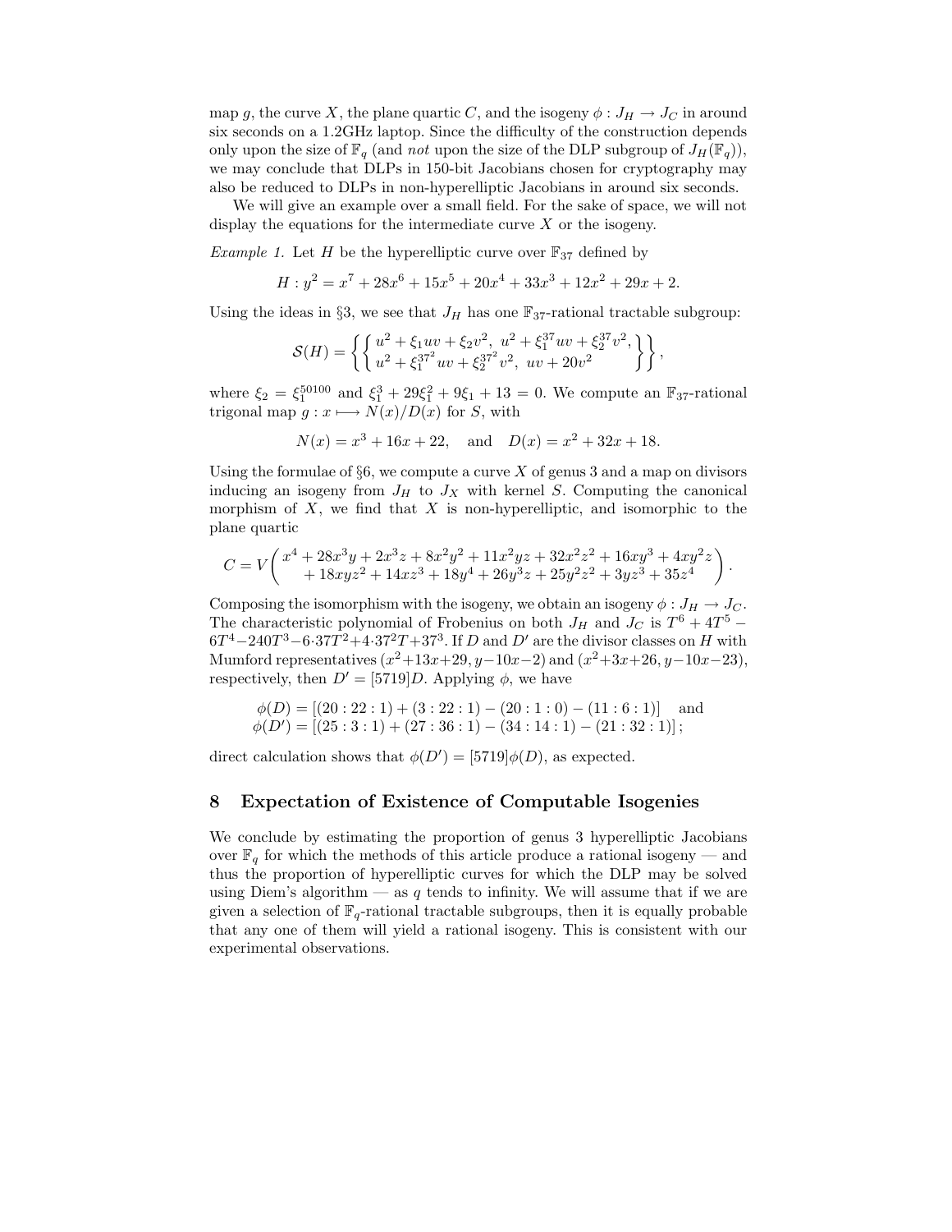map $g$, the curve $X$, the plane quartic $C$, and the isogeny $\phi : J_H \to J_C$ in around six seconds on a 1.2GHz laptop. Since the difficulty of the construction depends only upon the size of $\mathbb{F}_q$ (and *not* upon the size of the DLP subgroup of $J_H(\mathbb{F}_q)$), we may conclude that DLPs in 150-bit Jacobians chosen for cryptography may also be reduced to DLPs in non-hyperelliptic Jacobians in around six seconds.

We will give an example over a small field. For the sake of space, we will not display the equations for the intermediate curve $X$ or the isogeny.

*Example 1.* Let $H$ be the hyperelliptic curve over $\mathbb{F}_{37}$ defined by

$$H : y^2 = x^7 + 28x^6 + 15x^5 + 20x^4 + 33x^3 + 12x^2 + 29x + 2.$$

Using the ideas in §3, we see that $J_H$ has one $\mathbb{F}_{37}$-rational tractable subgroup:

$$\mathcal{S}(H) = \left\{ \left\{ \begin{array}{l} u^2 + \xi_1 uv + \xi_2 v^2,\ u^2 + \xi_1^{37} uv + \xi_2^{37} v^2, \\ u^2 + \xi_1^{37^2} uv + \xi_2^{37^2} v^2,\ uv + 20v^2 \end{array} \right\} \right\},$$

where $\xi_2 = \xi_1^{50100}$ and $\xi_1^3 + 29\xi_1^2 + 9\xi_1 + 13 = 0$. We compute an $\mathbb{F}_{37}$-rational trigonal map $g : x \longmapsto N(x)/D(x)$ for $S$, with

$$N(x) = x^3 + 16x + 22, \quad \text{and} \quad D(x) = x^2 + 32x + 18.$$

Using the formulae of §6, we compute a curve $X$ of genus 3 and a map on divisors inducing an isogeny from $J_H$ to $J_X$ with kernel $S$. Computing the canonical morphism of $X$, we find that $X$ is non-hyperelliptic, and isomorphic to the plane quartic

$$C = V\left( \begin{array}{l} x^4 + 28x^3y + 2x^3z + 8x^2y^2 + 11x^2yz + 32x^2z^2 + 16xy^3 + 4xy^2z \\ \quad + 18xyz^2 + 14xz^3 + 18y^4 + 26y^3z + 25y^2z^2 + 3yz^3 + 35z^4 \end{array} \right).$$

Composing the isomorphism with the isogeny, we obtain an isogeny $\phi : J_H \to J_C$. The characteristic polynomial of Frobenius on both $J_H$ and $J_C$ is $T^6 + 4T^5 - 6T^4 - 240T^3 - 6 \cdot 37T^2 + 4 \cdot 37^2T + 37^3$. If $D$ and $D'$ are the divisor classes on $H$ with Mumford representatives $(x^2+13x+29, y-10x-2)$ and $(x^2+3x+26, y-10x-23)$, respectively, then $D' = [5719]D$. Applying $\phi$, we have

$$\begin{aligned} \phi(D) &= [(20:22:1) + (3:22:1) - (20:1:0) - (11:6:1)] \quad \text{and} \\ \phi(D') &= [(25:3:1) + (27:36:1) - (34:14:1) - (21:32:1)]\,; \end{aligned}$$

direct calculation shows that $\phi(D') = [5719]\phi(D)$, as expected.

## 8 Expectation of Existence of Computable Isogenies

We conclude by estimating the proportion of genus 3 hyperelliptic Jacobians over $\mathbb{F}_q$ for which the methods of this article produce a rational isogeny — and thus the proportion of hyperelliptic curves for which the DLP may be solved using Diem's algorithm — as $q$ tends to infinity. We will assume that if we are given a selection of $\mathbb{F}_q$-rational tractable subgroups, then it is equally probable that any one of them will yield a rational isogeny. This is consistent with our experimental observations.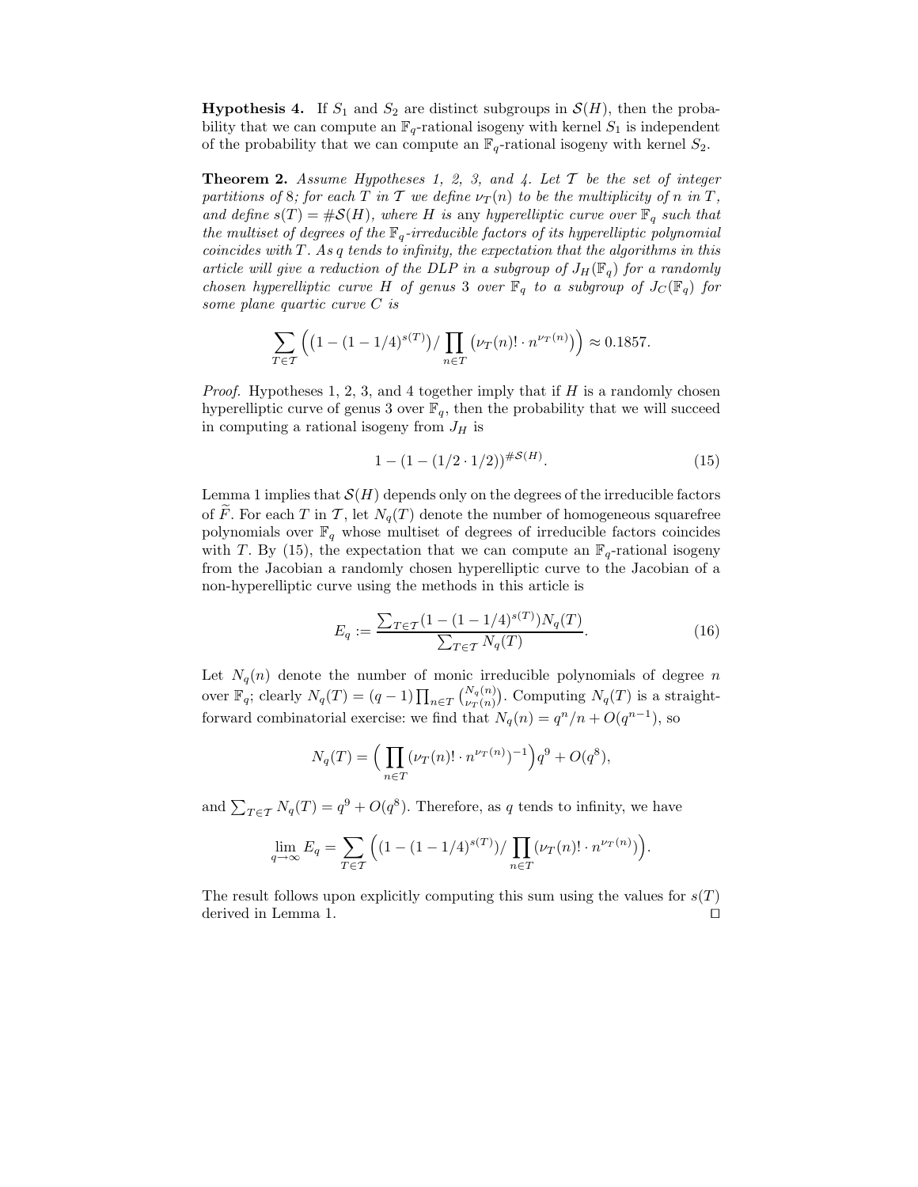**Hypothesis 4.** If $S_1$ and $S_2$ are distinct subgroups in $\mathcal{S}(H)$, then the probability that we can compute an $\mathbb{F}_q$-rational isogeny with kernel $S_1$ is independent of the probability that we can compute an $\mathbb{F}_q$-rational isogeny with kernel $S_2$.

**Theorem 2.** *Assume Hypotheses 1, 2, 3, and 4. Let $\mathcal{T}$ be the set of integer partitions of 8; for each $T$ in $\mathcal{T}$ we define $\nu_T(n)$ to be the multiplicity of $n$ in $T$, and define $s(T) = \#\mathcal{S}(H)$, where $H$ is any hyperelliptic curve over $\mathbb{F}_q$ such that the multiset of degrees of the $\mathbb{F}_q$-irreducible factors of its hyperelliptic polynomial coincides with $T$. As $q$ tends to infinity, the expectation that the algorithms in this article will give a reduction of the DLP in a subgroup of $J_H(\mathbb{F}_q)$ for a randomly chosen hyperelliptic curve $H$ of genus 3 over $\mathbb{F}_q$ to a subgroup of $J_C(\mathbb{F}_q)$ for some plane quartic curve $C$ is*

$$\sum_{T\in\mathcal{T}} \Big( \big(1 - (1-1/4)^{s(T)}\big) / \prod_{n\in T} \big(\nu_T(n)! \cdot n^{\nu_T(n)}\big) \Big) \approx 0.1857.$$

*Proof.* Hypotheses 1, 2, 3, and 4 together imply that if $H$ is a randomly chosen hyperelliptic curve of genus 3 over $\mathbb{F}_q$, then the probability that we will succeed in computing a rational isogeny from $J_H$ is

$$1 - (1 - (1/2 \cdot 1/2))^{\#\mathcal{S}(H)}. \tag{15}$$

Lemma 1 implies that $\mathcal{S}(H)$ depends only on the degrees of the irreducible factors of $\widetilde{F}$. For each $T$ in $\mathcal{T}$, let $N_q(T)$ denote the number of homogeneous squarefree polynomials over $\mathbb{F}_q$ whose multiset of degrees of irreducible factors coincides with $T$. By (15), the expectation that we can compute an $\mathbb{F}_q$-rational isogeny from the Jacobian a randomly chosen hyperelliptic curve to the Jacobian of a non-hyperelliptic curve using the methods in this article is

$$E_q := \frac{\sum_{T\in\mathcal{T}} (1 - (1-1/4)^{s(T)}) N_q(T)}{\sum_{T\in\mathcal{T}} N_q(T)}. \tag{16}$$

Let $N_q(n)$ denote the number of monic irreducible polynomials of degree $n$ over $\mathbb{F}_q$; clearly $N_q(T) = (q-1)\prod_{n\in T}\binom{N_q(n)}{\nu_T(n)}$. Computing $N_q(T)$ is a straightforward combinatorial exercise: we find that $N_q(n) = q^n/n + O(q^{n-1})$, so

$$N_q(T) = \Big( \prod_{n\in T} (\nu_T(n)! \cdot n^{\nu_T(n)})^{-1} \Big) q^9 + O(q^8),$$

and $\sum_{T\in\mathcal{T}} N_q(T) = q^9 + O(q^8)$. Therefore, as $q$ tends to infinity, we have

$$\lim_{q\to\infty} E_q = \sum_{T\in\mathcal{T}} \Big( (1 - (1-1/4)^{s(T)}) / \prod_{n\in T} (\nu_T(n)! \cdot n^{\nu_T(n)}) \Big).$$

The result follows upon explicitly computing this sum using the values for $s(T)$ derived in Lemma 1. ◻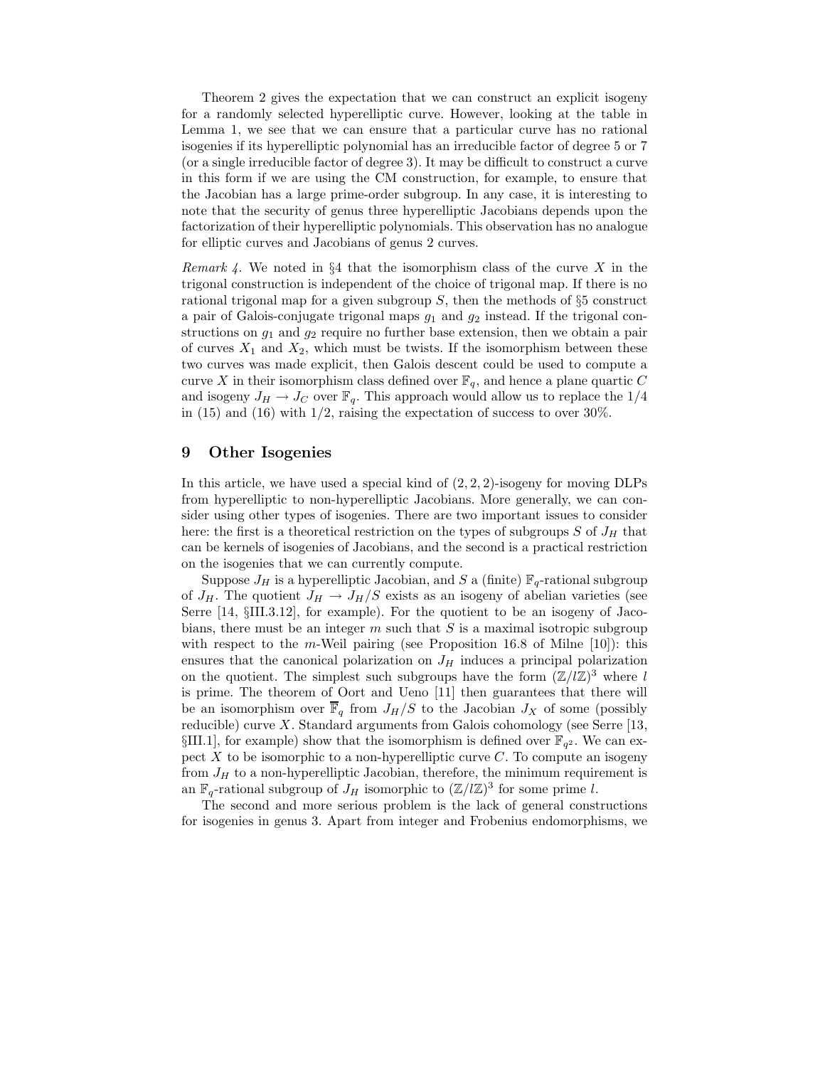Theorem 2 gives the expectation that we can construct an explicit isogeny for a randomly selected hyperelliptic curve. However, looking at the table in Lemma 1, we see that we can ensure that a particular curve has no rational isogenies if its hyperelliptic polynomial has an irreducible factor of degree 5 or 7 (or a single irreducible factor of degree 3). It may be difficult to construct a curve in this form if we are using the CM construction, for example, to ensure that the Jacobian has a large prime-order subgroup. In any case, it is interesting to note that the security of genus three hyperelliptic Jacobians depends upon the factorization of their hyperelliptic polynomials. This observation has no analogue for elliptic curves and Jacobians of genus 2 curves.

*Remark 4.* We noted in §4 that the isomorphism class of the curve $X$ in the trigonal construction is independent of the choice of trigonal map. If there is no rational trigonal map for a given subgroup $S$, then the methods of §5 construct a pair of Galois-conjugate trigonal maps $g_1$ and $g_2$ instead. If the trigonal constructions on $g_1$ and $g_2$ require no further base extension, then we obtain a pair of curves $X_1$ and $X_2$, which must be twists. If the isomorphism between these two curves was made explicit, then Galois descent could be used to compute a curve $X$ in their isomorphism class defined over $\mathbb{F}_q$, and hence a plane quartic $C$ and isogeny $J_H \to J_C$ over $\mathbb{F}_q$. This approach would allow us to replace the $1/4$ in (15) and (16) with $1/2$, raising the expectation of success to over 30%.

## 9 Other Isogenies

In this article, we have used a special kind of $(2, 2, 2)$-isogeny for moving DLPs from hyperelliptic to non-hyperelliptic Jacobians. More generally, we can consider using other types of isogenies. There are two important issues to consider here: the first is a theoretical restriction on the types of subgroups $S$ of $J_H$ that can be kernels of isogenies of Jacobians, and the second is a practical restriction on the isogenies that we can currently compute.

Suppose $J_H$ is a hyperelliptic Jacobian, and $S$ a (finite) $\mathbb{F}_q$-rational subgroup of $J_H$. The quotient $J_H \to J_H/S$ exists as an isogeny of abelian varieties (see Serre [14, §III.3.12], for example). For the quotient to be an isogeny of Jacobians, there must be an integer $m$ such that $S$ is a maximal isotropic subgroup with respect to the $m$-Weil pairing (see Proposition 16.8 of Milne [10]): this ensures that the canonical polarization on $J_H$ induces a principal polarization on the quotient. The simplest such subgroups have the form $(\mathbb{Z}/l\mathbb{Z})^3$ where $l$ is prime. The theorem of Oort and Ueno [11] then guarantees that there will be an isomorphism over $\overline{\mathbb{F}}_q$ from $J_H/S$ to the Jacobian $J_X$ of some (possibly reducible) curve $X$. Standard arguments from Galois cohomology (see Serre [13, §III.1], for example) show that the isomorphism is defined over $\mathbb{F}_{q^2}$. We can expect $X$ to be isomorphic to a non-hyperelliptic curve $C$. To compute an isogeny from $J_H$ to a non-hyperelliptic Jacobian, therefore, the minimum requirement is an $\mathbb{F}_q$-rational subgroup of $J_H$ isomorphic to $(\mathbb{Z}/l\mathbb{Z})^3$ for some prime $l$.

The second and more serious problem is the lack of general constructions for isogenies in genus 3. Apart from integer and Frobenius endomorphisms, we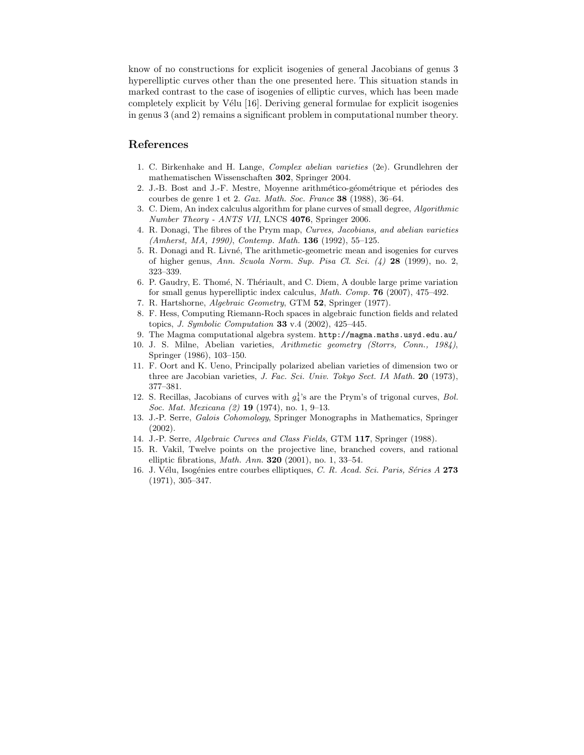know of no constructions for explicit isogenies of general Jacobians of genus 3 hyperelliptic curves other than the one presented here. This situation stands in marked contrast to the case of isogenies of elliptic curves, which has been made completely explicit by Vélu [16]. Deriving general formulae for explicit isogenies in genus 3 (and 2) remains a significant problem in computational number theory.

## References

1. C. Birkenhake and H. Lange, *Complex abelian varieties* (2e). Grundlehren der mathematischen Wissenschaften **302**, Springer 2004.
2. J.-B. Bost and J.-F. Mestre, Moyenne arithmético-géométrique et périodes des courbes de genre 1 et 2. *Gaz. Math. Soc. France* **38** (1988), 36–64.
3. C. Diem, An index calculus algorithm for plane curves of small degree, *Algorithmic Number Theory - ANTS VII*, LNCS **4076**, Springer 2006.
4. R. Donagi, The fibres of the Prym map, *Curves, Jacobians, and abelian varieties (Amherst, MA, 1990)*, *Contemp. Math.* **136** (1992), 55–125.
5. R. Donagi and R. Livné, The arithmetic-geometric mean and isogenies for curves of higher genus, *Ann. Scuola Norm. Sup. Pisa Cl. Sci. (4)* **28** (1999), no. 2, 323–339.
6. P. Gaudry, E. Thomé, N. Thériault, and C. Diem, A double large prime variation for small genus hyperelliptic index calculus, *Math. Comp.* **76** (2007), 475–492.
7. R. Hartshorne, *Algebraic Geometry*, GTM **52**, Springer (1977).
8. F. Hess, Computing Riemann-Roch spaces in algebraic function fields and related topics, *J. Symbolic Computation* **33** v.4 (2002), 425–445.
9. The Magma computational algebra system. `http://magma.maths.usyd.edu.au/`
10. J. S. Milne, Abelian varieties, *Arithmetic geometry (Storrs, Conn., 1984)*, Springer (1986), 103–150.
11. F. Oort and K. Ueno, Principally polarized abelian varieties of dimension two or three are Jacobian varieties, *J. Fac. Sci. Univ. Tokyo Sect. IA Math.* **20** (1973), 377–381.
12. S. Recillas, Jacobians of curves with $g^1_4$'s are the Prym's of trigonal curves, *Bol. Soc. Mat. Mexicana (2)* **19** (1974), no. 1, 9–13.
13. J.-P. Serre, *Galois Cohomology*, Springer Monographs in Mathematics, Springer (2002).
14. J.-P. Serre, *Algebraic Curves and Class Fields*, GTM **117**, Springer (1988).
15. R. Vakil, Twelve points on the projective line, branched covers, and rational elliptic fibrations, *Math. Ann.* **320** (2001), no. 1, 33–54.
16. J. Vélu, Isogénies entre courbes elliptiques, *C. R. Acad. Sci. Paris, Séries A* **273** (1971), 305–347.